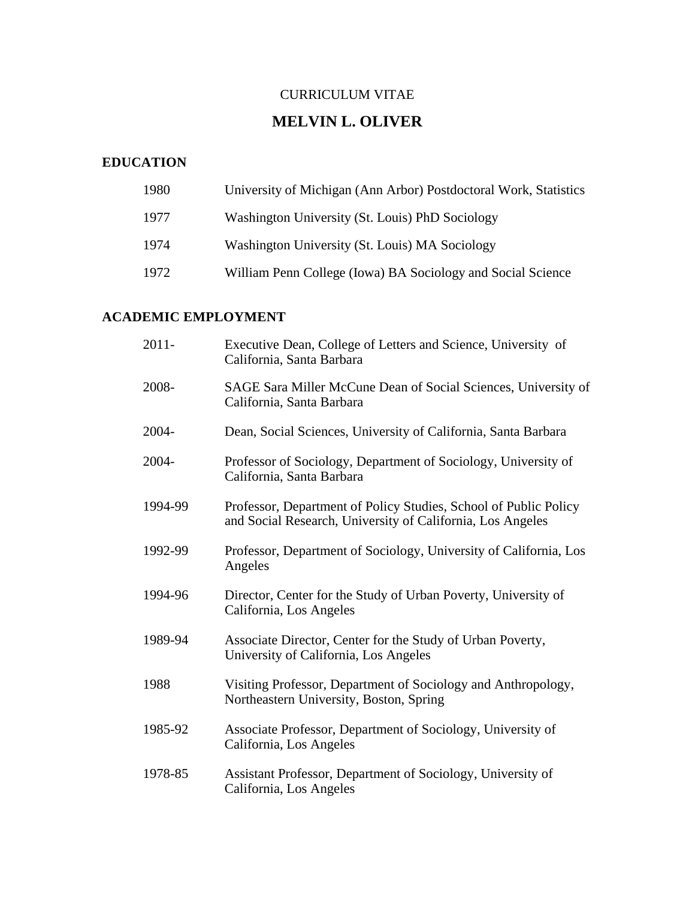CURRICULUM VITAE

# MELVIN L. OLIVER

## EDUCATION

| | |
|---|---|
| 1980 | University of Michigan (Ann Arbor) Postdoctoral Work, Statistics |
| 1977 | Washington University (St. Louis) PhD Sociology |
| 1974 | Washington University (St. Louis) MA Sociology |
| 1972 | William Penn College (Iowa) BA Sociology and Social Science |

## ACADEMIC EMPLOYMENT

| | |
|---|---|
| 2011- | Executive Dean, College of Letters and Science, University of California, Santa Barbara |
| 2008- | SAGE Sara Miller McCune Dean of Social Sciences, University of California, Santa Barbara |
| 2004- | Dean, Social Sciences, University of California, Santa Barbara |
| 2004- | Professor of Sociology, Department of Sociology, University of California, Santa Barbara |
| 1994-99 | Professor, Department of Policy Studies, School of Public Policy and Social Research, University of California, Los Angeles |
| 1992-99 | Professor, Department of Sociology, University of California, Los Angeles |
| 1994-96 | Director, Center for the Study of Urban Poverty, University of California, Los Angeles |
| 1989-94 | Associate Director, Center for the Study of Urban Poverty, University of California, Los Angeles |
| 1988 | Visiting Professor, Department of Sociology and Anthropology, Northeastern University, Boston, Spring |
| 1985-92 | Associate Professor, Department of Sociology, University of California, Los Angeles |
| 1978-85 | Assistant Professor, Department of Sociology, University of California, Los Angeles |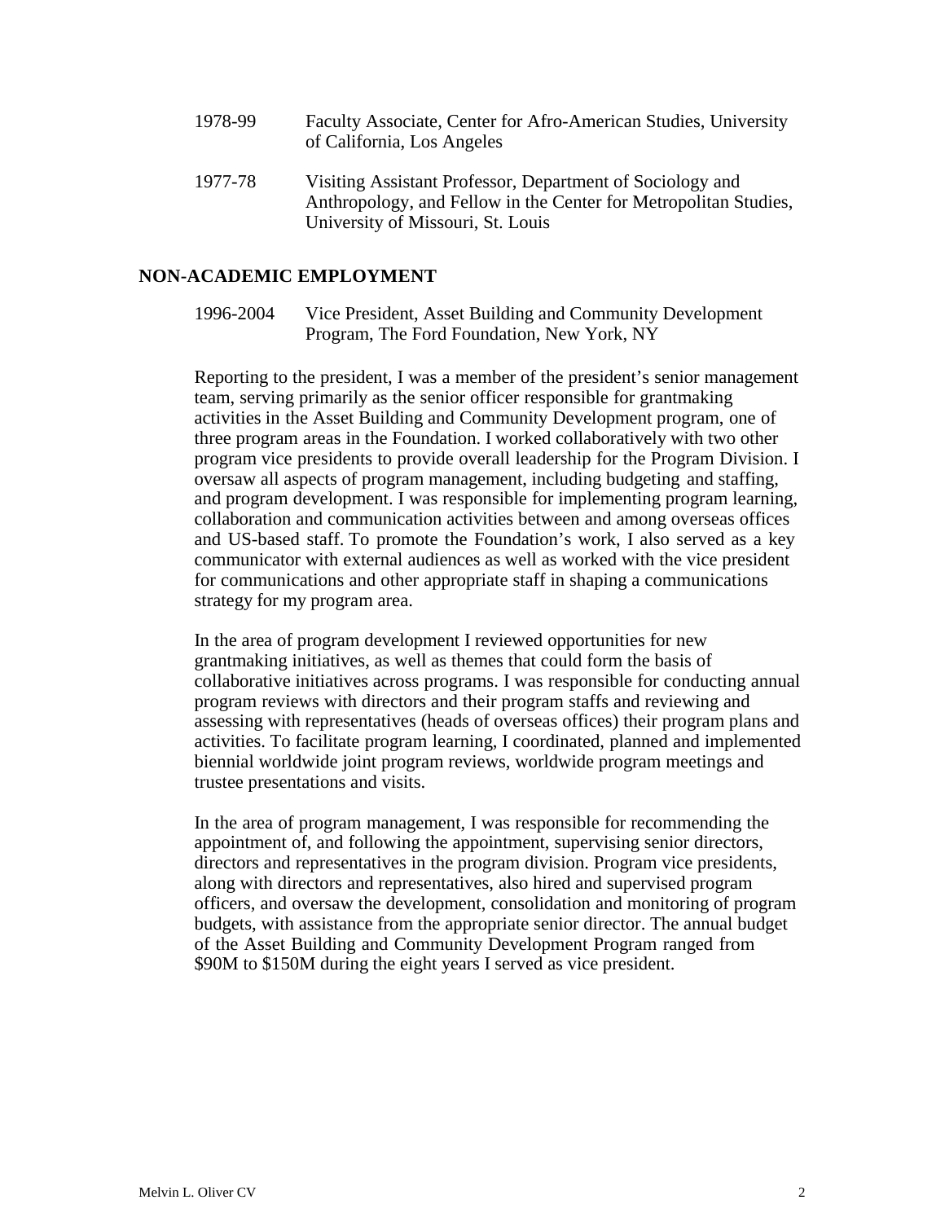1978-99 Faculty Associate, Center for Afro-American Studies, University of California, Los Angeles

1977-78 Visiting Assistant Professor, Department of Sociology and Anthropology, and Fellow in the Center for Metropolitan Studies, University of Missouri, St. Louis

## NON-ACADEMIC EMPLOYMENT

1996-2004 Vice President, Asset Building and Community Development Program, The Ford Foundation, New York, NY

Reporting to the president, I was a member of the president's senior management team, serving primarily as the senior officer responsible for grantmaking activities in the Asset Building and Community Development program, one of three program areas in the Foundation. I worked collaboratively with two other program vice presidents to provide overall leadership for the Program Division. I oversaw all aspects of program management, including budgeting and staffing, and program development. I was responsible for implementing program learning, collaboration and communication activities between and among overseas offices and US-based staff. To promote the Foundation's work, I also served as a key communicator with external audiences as well as worked with the vice president for communications and other appropriate staff in shaping a communications strategy for my program area.

In the area of program development I reviewed opportunities for new grantmaking initiatives, as well as themes that could form the basis of collaborative initiatives across programs. I was responsible for conducting annual program reviews with directors and their program staffs and reviewing and assessing with representatives (heads of overseas offices) their program plans and activities. To facilitate program learning, I coordinated, planned and implemented biennial worldwide joint program reviews, worldwide program meetings and trustee presentations and visits.

In the area of program management, I was responsible for recommending the appointment of, and following the appointment, supervising senior directors, directors and representatives in the program division. Program vice presidents, along with directors and representatives, also hired and supervised program officers, and oversaw the development, consolidation and monitoring of program budgets, with assistance from the appropriate senior director. The annual budget of the Asset Building and Community Development Program ranged from $90M to $150M during the eight years I served as vice president.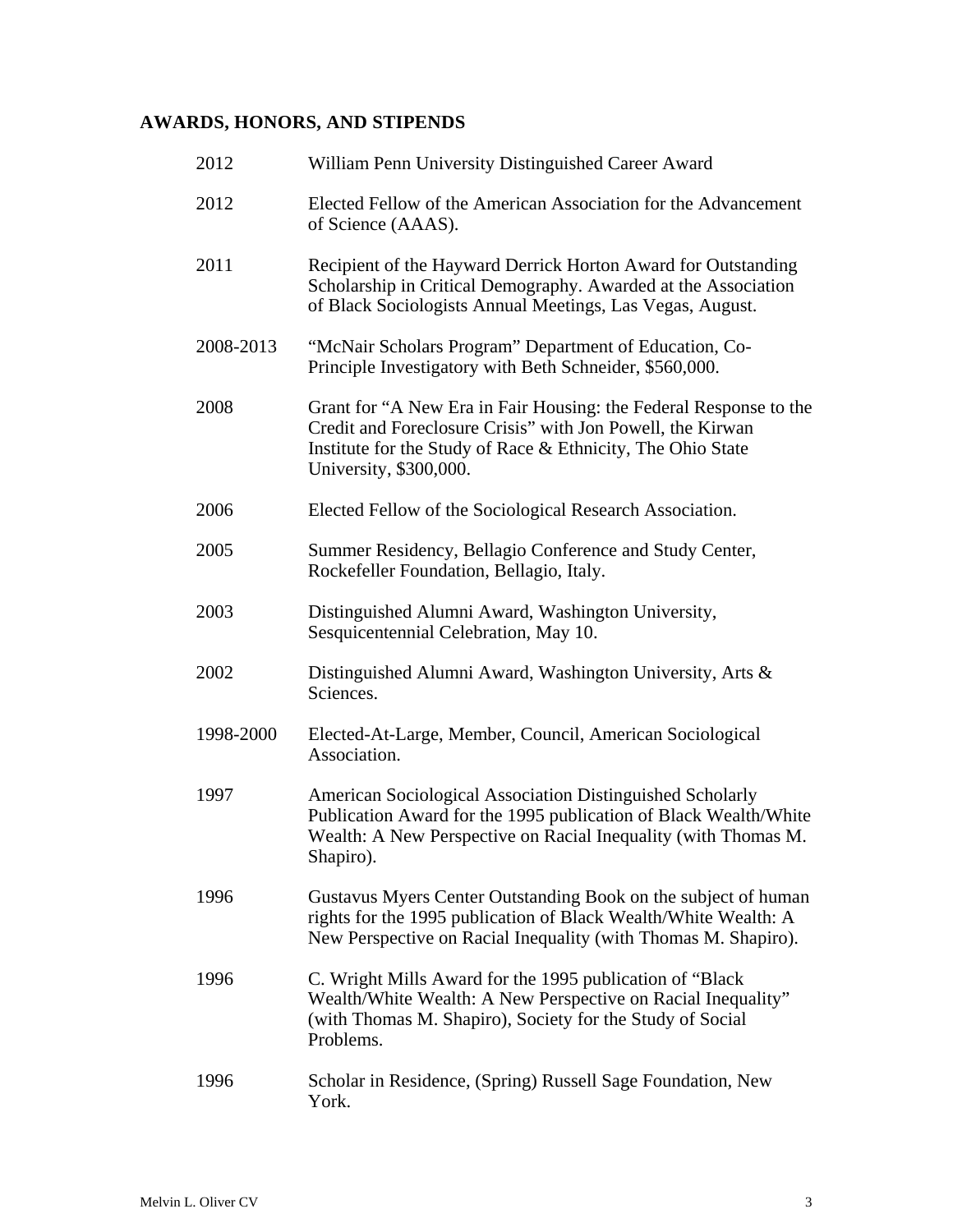## AWARDS, HONORS, AND STIPENDS

| | |
|---|---|
| 2012 | William Penn University Distinguished Career Award |
| 2012 | Elected Fellow of the American Association for the Advancement of Science (AAAS). |
| 2011 | Recipient of the Hayward Derrick Horton Award for Outstanding Scholarship in Critical Demography. Awarded at the Association of Black Sociologists Annual Meetings, Las Vegas, August. |
| 2008-2013 | "McNair Scholars Program" Department of Education, Co-Principle Investigatory with Beth Schneider, $560,000. |
| 2008 | Grant for "A New Era in Fair Housing: the Federal Response to the Credit and Foreclosure Crisis" with Jon Powell, the Kirwan Institute for the Study of Race & Ethnicity, The Ohio State University, $300,000. |
| 2006 | Elected Fellow of the Sociological Research Association. |
| 2005 | Summer Residency, Bellagio Conference and Study Center, Rockefeller Foundation, Bellagio, Italy. |
| 2003 | Distinguished Alumni Award, Washington University, Sesquicentennial Celebration, May 10. |
| 2002 | Distinguished Alumni Award, Washington University, Arts & Sciences. |
| 1998-2000 | Elected-At-Large, Member, Council, American Sociological Association. |
| 1997 | American Sociological Association Distinguished Scholarly Publication Award for the 1995 publication of Black Wealth/White Wealth: A New Perspective on Racial Inequality (with Thomas M. Shapiro). |
| 1996 | Gustavus Myers Center Outstanding Book on the subject of human rights for the 1995 publication of Black Wealth/White Wealth: A New Perspective on Racial Inequality (with Thomas M. Shapiro). |
| 1996 | C. Wright Mills Award for the 1995 publication of "Black Wealth/White Wealth: A New Perspective on Racial Inequality" (with Thomas M. Shapiro), Society for the Study of Social Problems. |
| 1996 | Scholar in Residence, (Spring) Russell Sage Foundation, New York. |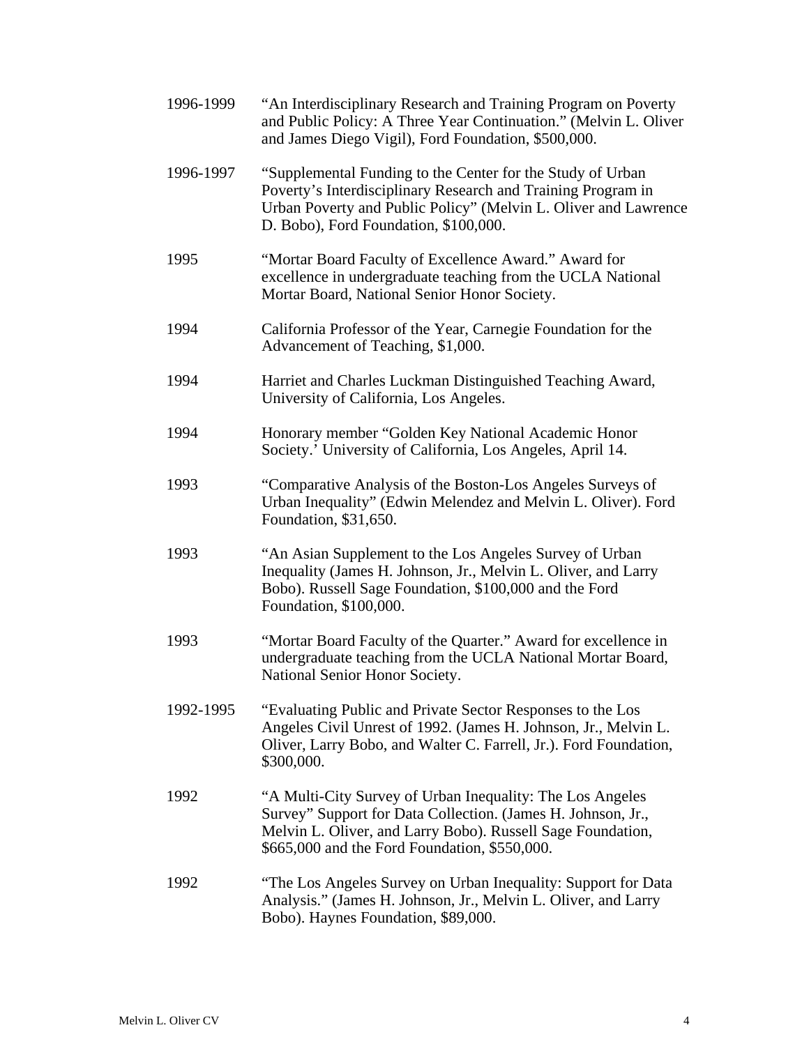1996-1999 "An Interdisciplinary Research and Training Program on Poverty and Public Policy: A Three Year Continuation." (Melvin L. Oliver and James Diego Vigil), Ford Foundation, $500,000.

1996-1997 "Supplemental Funding to the Center for the Study of Urban Poverty's Interdisciplinary Research and Training Program in Urban Poverty and Public Policy" (Melvin L. Oliver and Lawrence D. Bobo), Ford Foundation, $100,000.

1995 "Mortar Board Faculty of Excellence Award." Award for excellence in undergraduate teaching from the UCLA National Mortar Board, National Senior Honor Society.

1994 California Professor of the Year, Carnegie Foundation for the Advancement of Teaching, $1,000.

1994 Harriet and Charles Luckman Distinguished Teaching Award, University of California, Los Angeles.

1994 Honorary member "Golden Key National Academic Honor Society.' University of California, Los Angeles, April 14.

1993 "Comparative Analysis of the Boston-Los Angeles Surveys of Urban Inequality" (Edwin Melendez and Melvin L. Oliver). Ford Foundation, $31,650.

1993 "An Asian Supplement to the Los Angeles Survey of Urban Inequality (James H. Johnson, Jr., Melvin L. Oliver, and Larry Bobo). Russell Sage Foundation, $100,000 and the Ford Foundation, $100,000.

1993 "Mortar Board Faculty of the Quarter." Award for excellence in undergraduate teaching from the UCLA National Mortar Board, National Senior Honor Society.

1992-1995 "Evaluating Public and Private Sector Responses to the Los Angeles Civil Unrest of 1992. (James H. Johnson, Jr., Melvin L. Oliver, Larry Bobo, and Walter C. Farrell, Jr.). Ford Foundation, $300,000.

1992 "A Multi-City Survey of Urban Inequality: The Los Angeles Survey" Support for Data Collection. (James H. Johnson, Jr., Melvin L. Oliver, and Larry Bobo). Russell Sage Foundation, $665,000 and the Ford Foundation, $550,000.

1992 "The Los Angeles Survey on Urban Inequality: Support for Data Analysis." (James H. Johnson, Jr., Melvin L. Oliver, and Larry Bobo). Haynes Foundation, $89,000.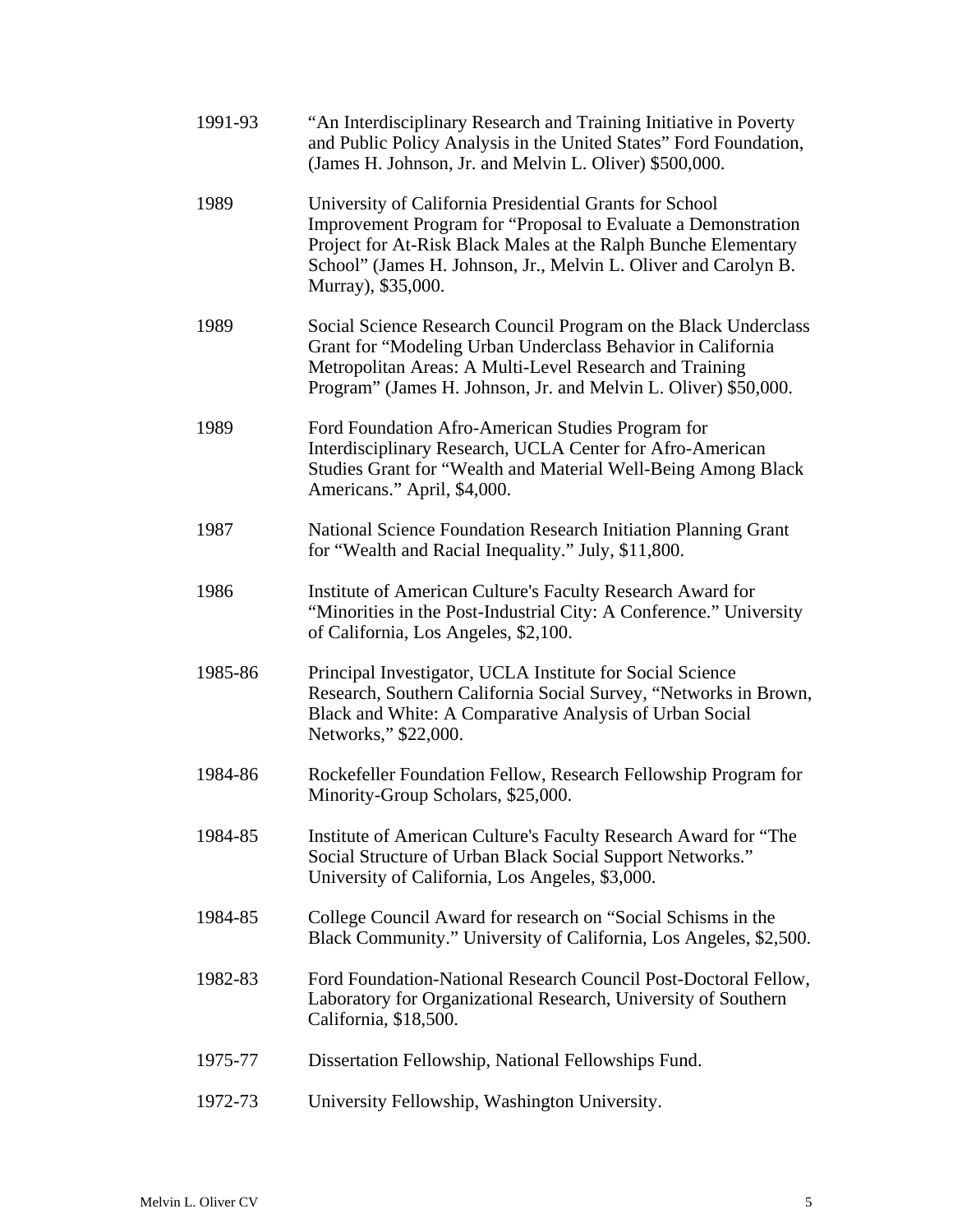1991-93 "An Interdisciplinary Research and Training Initiative in Poverty and Public Policy Analysis in the United States" Ford Foundation, (James H. Johnson, Jr. and Melvin L. Oliver) $500,000.

1989 University of California Presidential Grants for School Improvement Program for "Proposal to Evaluate a Demonstration Project for At-Risk Black Males at the Ralph Bunche Elementary School" (James H. Johnson, Jr., Melvin L. Oliver and Carolyn B. Murray), $35,000.

1989 Social Science Research Council Program on the Black Underclass Grant for "Modeling Urban Underclass Behavior in California Metropolitan Areas: A Multi-Level Research and Training Program" (James H. Johnson, Jr. and Melvin L. Oliver) $50,000.

1989 Ford Foundation Afro-American Studies Program for Interdisciplinary Research, UCLA Center for Afro-American Studies Grant for "Wealth and Material Well-Being Among Black Americans." April, $4,000.

1987 National Science Foundation Research Initiation Planning Grant for "Wealth and Racial Inequality." July, $11,800.

1986 Institute of American Culture's Faculty Research Award for "Minorities in the Post-Industrial City: A Conference." University of California, Los Angeles, $2,100.

1985-86 Principal Investigator, UCLA Institute for Social Science Research, Southern California Social Survey, "Networks in Brown, Black and White: A Comparative Analysis of Urban Social Networks," $22,000.

1984-86 Rockefeller Foundation Fellow, Research Fellowship Program for Minority-Group Scholars, $25,000.

1984-85 Institute of American Culture's Faculty Research Award for "The Social Structure of Urban Black Social Support Networks." University of California, Los Angeles, $3,000.

1984-85 College Council Award for research on "Social Schisms in the Black Community." University of California, Los Angeles, $2,500.

1982-83 Ford Foundation-National Research Council Post-Doctoral Fellow, Laboratory for Organizational Research, University of Southern California, $18,500.

1975-77 Dissertation Fellowship, National Fellowships Fund.

1972-73 University Fellowship, Washington University.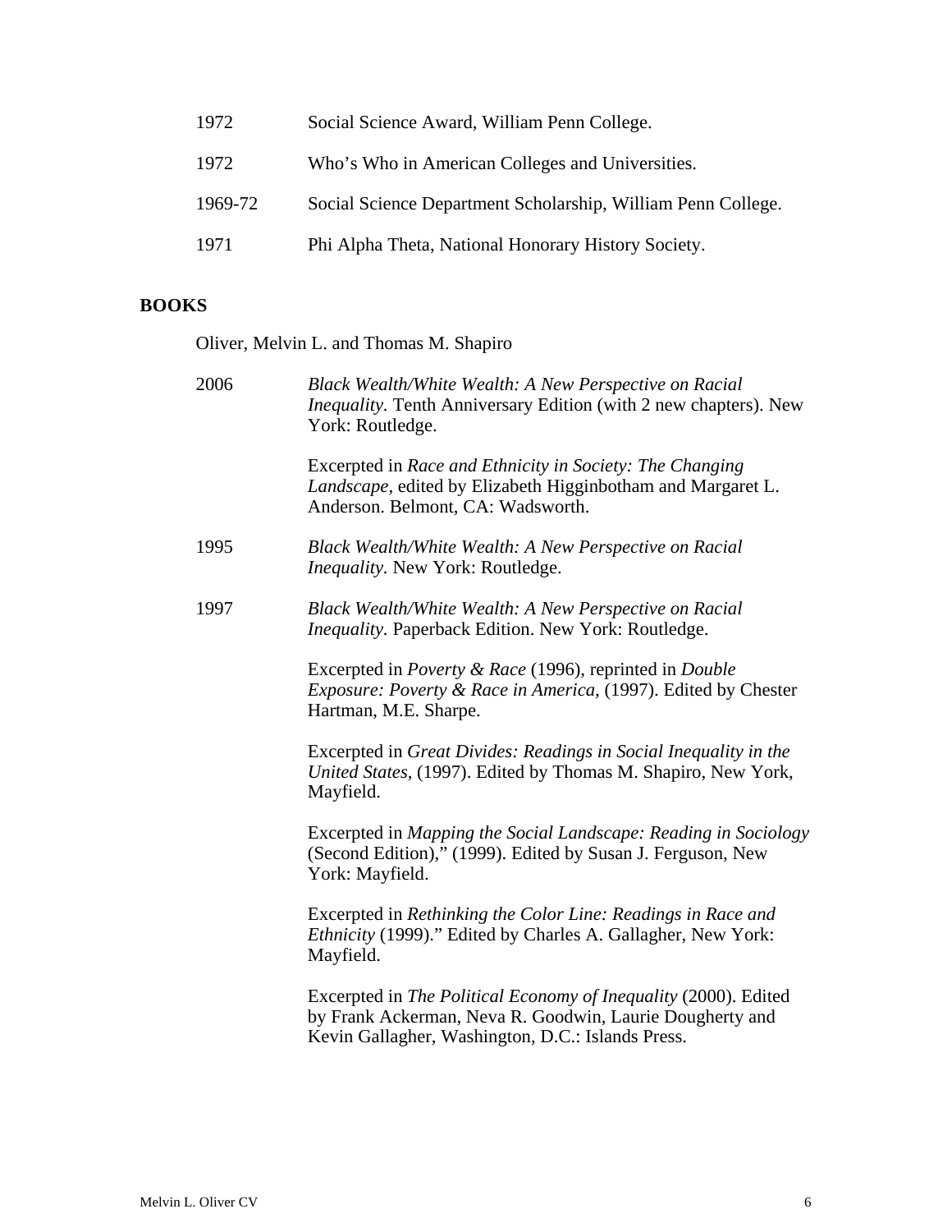| | |
|---|---|
| 1972 | Social Science Award, William Penn College. |
| 1972 | Who's Who in American Colleges and Universities. |
| 1969-72 | Social Science Department Scholarship, William Penn College. |
| 1971 | Phi Alpha Theta, National Honorary History Society. |

## BOOKS

Oliver, Melvin L. and Thomas M. Shapiro

2006 — *Black Wealth/White Wealth: A New Perspective on Racial Inequality*. Tenth Anniversary Edition (with 2 new chapters). New York: Routledge.

Excerpted in *Race and Ethnicity in Society: The Changing Landscape*, edited by Elizabeth Higginbotham and Margaret L. Anderson. Belmont, CA: Wadsworth.

1995 — *Black Wealth/White Wealth: A New Perspective on Racial Inequality*. New York: Routledge.

1997 — *Black Wealth/White Wealth: A New Perspective on Racial Inequality*. Paperback Edition. New York: Routledge.

Excerpted in *Poverty & Race* (1996), reprinted in *Double Exposure: Poverty & Race in America,* (1997). Edited by Chester Hartman, M.E. Sharpe.

Excerpted in *Great Divides: Readings in Social Inequality in the United States,* (1997). Edited by Thomas M. Shapiro, New York, Mayfield.

Excerpted in *Mapping the Social Landscape: Reading in Sociology* (Second Edition)," (1999). Edited by Susan J. Ferguson, New York: Mayfield.

Excerpted in *Rethinking the Color Line: Readings in Race and Ethnicity* (1999)." Edited by Charles A. Gallagher, New York: Mayfield.

Excerpted in *The Political Economy of Inequality* (2000). Edited by Frank Ackerman, Neva R. Goodwin, Laurie Dougherty and Kevin Gallagher, Washington, D.C.: Islands Press.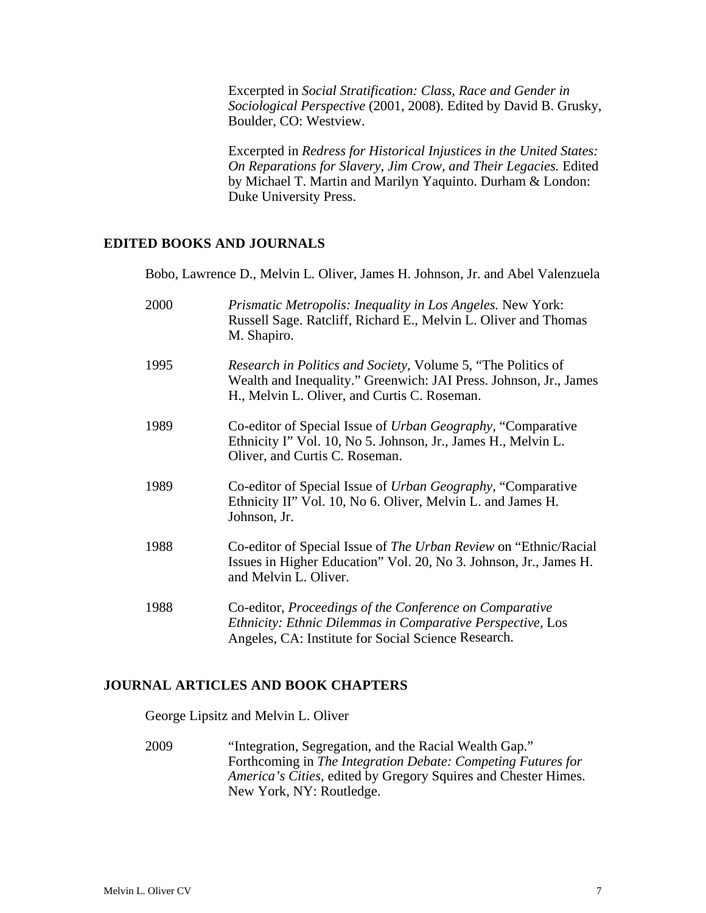Excerpted in *Social Stratification: Class, Race and Gender in Sociological Perspective* (2001, 2008). Edited by David B. Grusky, Boulder, CO: Westview.

Excerpted in *Redress for Historical Injustices in the United States: On Reparations for Slavery, Jim Crow, and Their Legacies.* Edited by Michael T. Martin and Marilyn Yaquinto. Durham & London: Duke University Press.

## EDITED BOOKS AND JOURNALS

Bobo, Lawrence D., Melvin L. Oliver, James H. Johnson, Jr. and Abel Valenzuela

2000 *Prismatic Metropolis: Inequality in Los Angeles.* New York: Russell Sage. Ratcliff, Richard E., Melvin L. Oliver and Thomas M. Shapiro.

1995 *Research in Politics and Society*, Volume 5, "The Politics of Wealth and Inequality." Greenwich: JAI Press. Johnson, Jr., James H., Melvin L. Oliver, and Curtis C. Roseman.

1989 Co-editor of Special Issue of *Urban Geography*, "Comparative Ethnicity I" Vol. 10, No 5. Johnson, Jr., James H., Melvin L. Oliver, and Curtis C. Roseman.

1989 Co-editor of Special Issue of *Urban Geography*, "Comparative Ethnicity II" Vol. 10, No 6. Oliver, Melvin L. and James H. Johnson, Jr.

1988 Co-editor of Special Issue of *The Urban Review* on "Ethnic/Racial Issues in Higher Education" Vol. 20, No 3. Johnson, Jr., James H. and Melvin L. Oliver.

1988 Co-editor, *Proceedings of the Conference on Comparative Ethnicity: Ethnic Dilemmas in Comparative Perspective*, Los Angeles, CA: Institute for Social Science Research.

## JOURNAL ARTICLES AND BOOK CHAPTERS

George Lipsitz and Melvin L. Oliver

2009 "Integration, Segregation, and the Racial Wealth Gap." Forthcoming in *The Integration Debate: Competing Futures for America's Cities*, edited by Gregory Squires and Chester Himes. New York, NY: Routledge.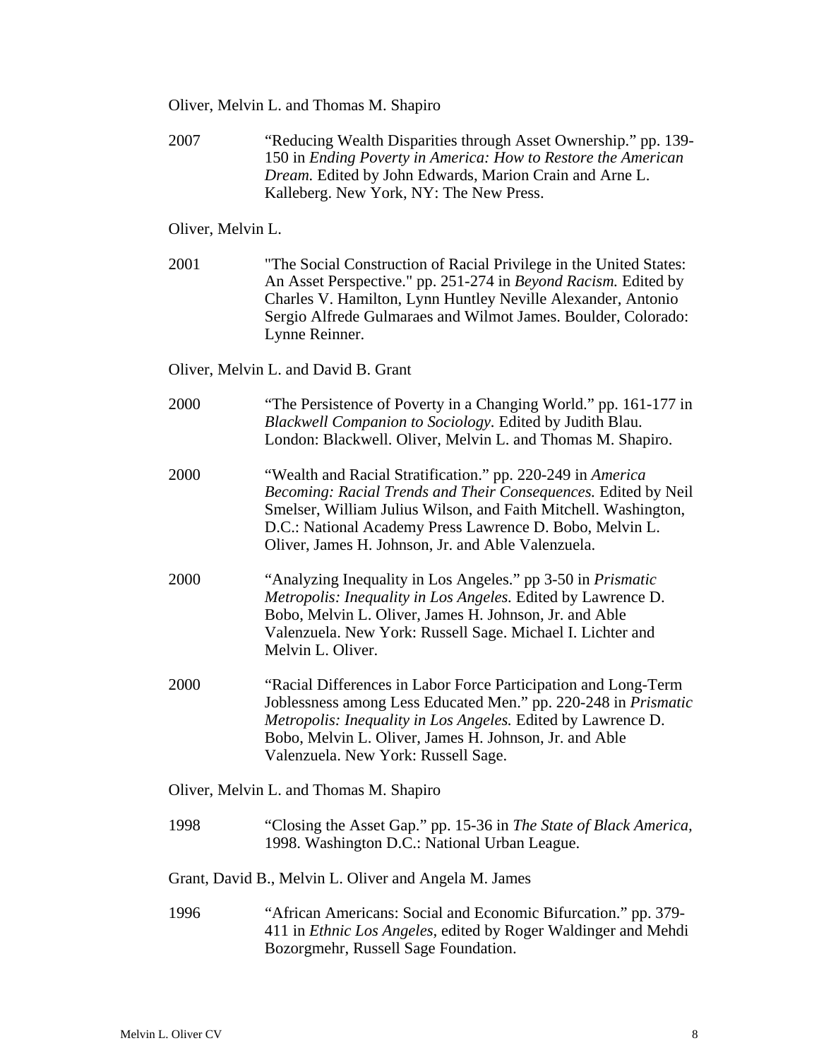Oliver, Melvin L. and Thomas M. Shapiro

2007 "Reducing Wealth Disparities through Asset Ownership." pp. 139-150 in *Ending Poverty in America: How to Restore the American Dream.* Edited by John Edwards, Marion Crain and Arne L. Kalleberg. New York, NY: The New Press.

Oliver, Melvin L.

2001 "The Social Construction of Racial Privilege in the United States: An Asset Perspective." pp. 251-274 in *Beyond Racism.* Edited by Charles V. Hamilton, Lynn Huntley Neville Alexander, Antonio Sergio Alfrede Gulmaraes and Wilmot James. Boulder, Colorado: Lynne Reinner.

Oliver, Melvin L. and David B. Grant

2000 "The Persistence of Poverty in a Changing World." pp. 161-177 in *Blackwell Companion to Sociology*. Edited by Judith Blau. London: Blackwell. Oliver, Melvin L. and Thomas M. Shapiro.

2000 "Wealth and Racial Stratification." pp. 220-249 in *America Becoming: Racial Trends and Their Consequences.* Edited by Neil Smelser, William Julius Wilson, and Faith Mitchell. Washington, D.C.: National Academy Press Lawrence D. Bobo, Melvin L. Oliver, James H. Johnson, Jr. and Able Valenzuela.

2000 "Analyzing Inequality in Los Angeles." pp 3-50 in *Prismatic Metropolis: Inequality in Los Angeles.* Edited by Lawrence D. Bobo, Melvin L. Oliver, James H. Johnson, Jr. and Able Valenzuela. New York: Russell Sage. Michael I. Lichter and Melvin L. Oliver.

2000 "Racial Differences in Labor Force Participation and Long-Term Joblessness among Less Educated Men." pp. 220-248 in *Prismatic Metropolis: Inequality in Los Angeles.* Edited by Lawrence D. Bobo, Melvin L. Oliver, James H. Johnson, Jr. and Able Valenzuela. New York: Russell Sage.

Oliver, Melvin L. and Thomas M. Shapiro

1998 "Closing the Asset Gap." pp. 15-36 in *The State of Black America,* 1998. Washington D.C.: National Urban League.

Grant, David B., Melvin L. Oliver and Angela M. James

1996 "African Americans: Social and Economic Bifurcation." pp. 379-411 in *Ethnic Los Angeles*, edited by Roger Waldinger and Mehdi Bozorgmehr, Russell Sage Foundation.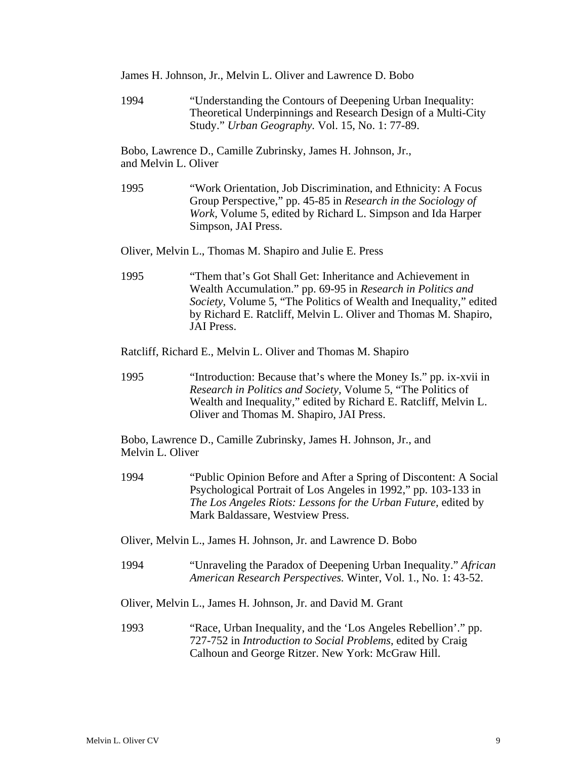James H. Johnson, Jr., Melvin L. Oliver and Lawrence D. Bobo

1994 "Understanding the Contours of Deepening Urban Inequality: Theoretical Underpinnings and Research Design of a Multi-City Study." *Urban Geography.* Vol. 15, No. 1: 77-89.

Bobo, Lawrence D., Camille Zubrinsky, James H. Johnson, Jr., and Melvin L. Oliver

1995 "Work Orientation, Job Discrimination, and Ethnicity: A Focus Group Perspective," pp. 45-85 in *Research in the Sociology of Work,* Volume 5, edited by Richard L. Simpson and Ida Harper Simpson, JAI Press.

Oliver, Melvin L., Thomas M. Shapiro and Julie E. Press

1995 "Them that's Got Shall Get: Inheritance and Achievement in Wealth Accumulation." pp. 69-95 in *Research in Politics and Society,* Volume 5, "The Politics of Wealth and Inequality," edited by Richard E. Ratcliff, Melvin L. Oliver and Thomas M. Shapiro, JAI Press.

Ratcliff, Richard E., Melvin L. Oliver and Thomas M. Shapiro

1995 "Introduction: Because that's where the Money Is." pp. ix-xvii in *Research in Politics and Society,* Volume 5, "The Politics of Wealth and Inequality," edited by Richard E. Ratcliff, Melvin L. Oliver and Thomas M. Shapiro, JAI Press.

Bobo, Lawrence D., Camille Zubrinsky, James H. Johnson, Jr., and Melvin L. Oliver

1994 "Public Opinion Before and After a Spring of Discontent: A Social Psychological Portrait of Los Angeles in 1992," pp. 103-133 in *The Los Angeles Riots: Lessons for the Urban Future,* edited by Mark Baldassare, Westview Press.

Oliver, Melvin L., James H. Johnson, Jr. and Lawrence D. Bobo

1994 "Unraveling the Paradox of Deepening Urban Inequality." *African American Research Perspectives.* Winter, Vol. 1., No. 1: 43-52.

Oliver, Melvin L., James H. Johnson, Jr. and David M. Grant

1993 "Race, Urban Inequality, and the 'Los Angeles Rebellion'." pp. 727-752 in *Introduction to Social Problems,* edited by Craig Calhoun and George Ritzer. New York: McGraw Hill.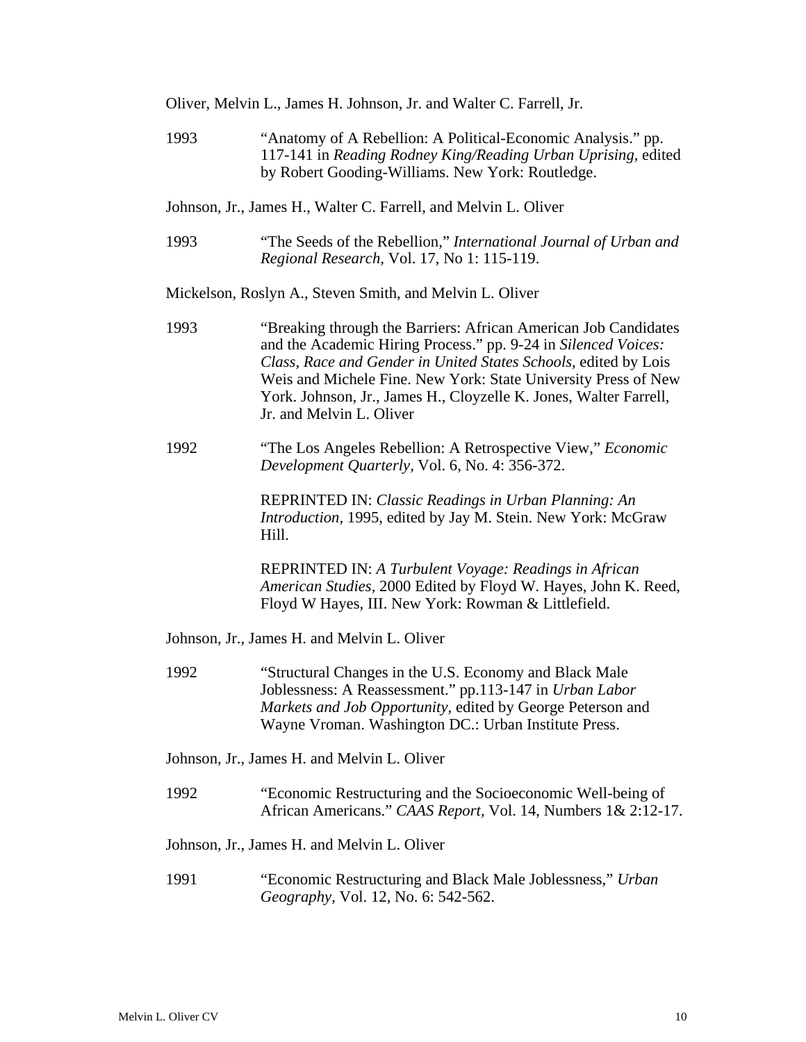Oliver, Melvin L., James H. Johnson, Jr. and Walter C. Farrell, Jr.

1993 "Anatomy of A Rebellion: A Political-Economic Analysis." pp. 117-141 in *Reading Rodney King/Reading Urban Uprising*, edited by Robert Gooding-Williams. New York: Routledge.

Johnson, Jr., James H., Walter C. Farrell, and Melvin L. Oliver

1993 "The Seeds of the Rebellion," *International Journal of Urban and Regional Research*, Vol. 17, No 1: 115-119.

Mickelson, Roslyn A., Steven Smith, and Melvin L. Oliver

1993 "Breaking through the Barriers: African American Job Candidates and the Academic Hiring Process." pp. 9-24 in *Silenced Voices: Class, Race and Gender in United States Schools*, edited by Lois Weis and Michele Fine. New York: State University Press of New York. Johnson, Jr., James H., Cloyzelle K. Jones, Walter Farrell, Jr. and Melvin L. Oliver

1992 "The Los Angeles Rebellion: A Retrospective View," *Economic Development Quarterly*, Vol. 6, No. 4: 356-372.

REPRINTED IN: *Classic Readings in Urban Planning: An Introduction*, 1995, edited by Jay M. Stein. New York: McGraw Hill.

REPRINTED IN: *A Turbulent Voyage: Readings in African American Studies*, 2000 Edited by Floyd W. Hayes, John K. Reed, Floyd W Hayes, III. New York: Rowman & Littlefield.

Johnson, Jr., James H. and Melvin L. Oliver

1992 "Structural Changes in the U.S. Economy and Black Male Joblessness: A Reassessment." pp.113-147 in *Urban Labor Markets and Job Opportunity*, edited by George Peterson and Wayne Vroman. Washington DC.: Urban Institute Press.

Johnson, Jr., James H. and Melvin L. Oliver

1992 "Economic Restructuring and the Socioeconomic Well-being of African Americans." *CAAS Report*, Vol. 14, Numbers 1& 2:12-17.

Johnson, Jr., James H. and Melvin L. Oliver

1991 "Economic Restructuring and Black Male Joblessness," *Urban Geography*, Vol. 12, No. 6: 542-562.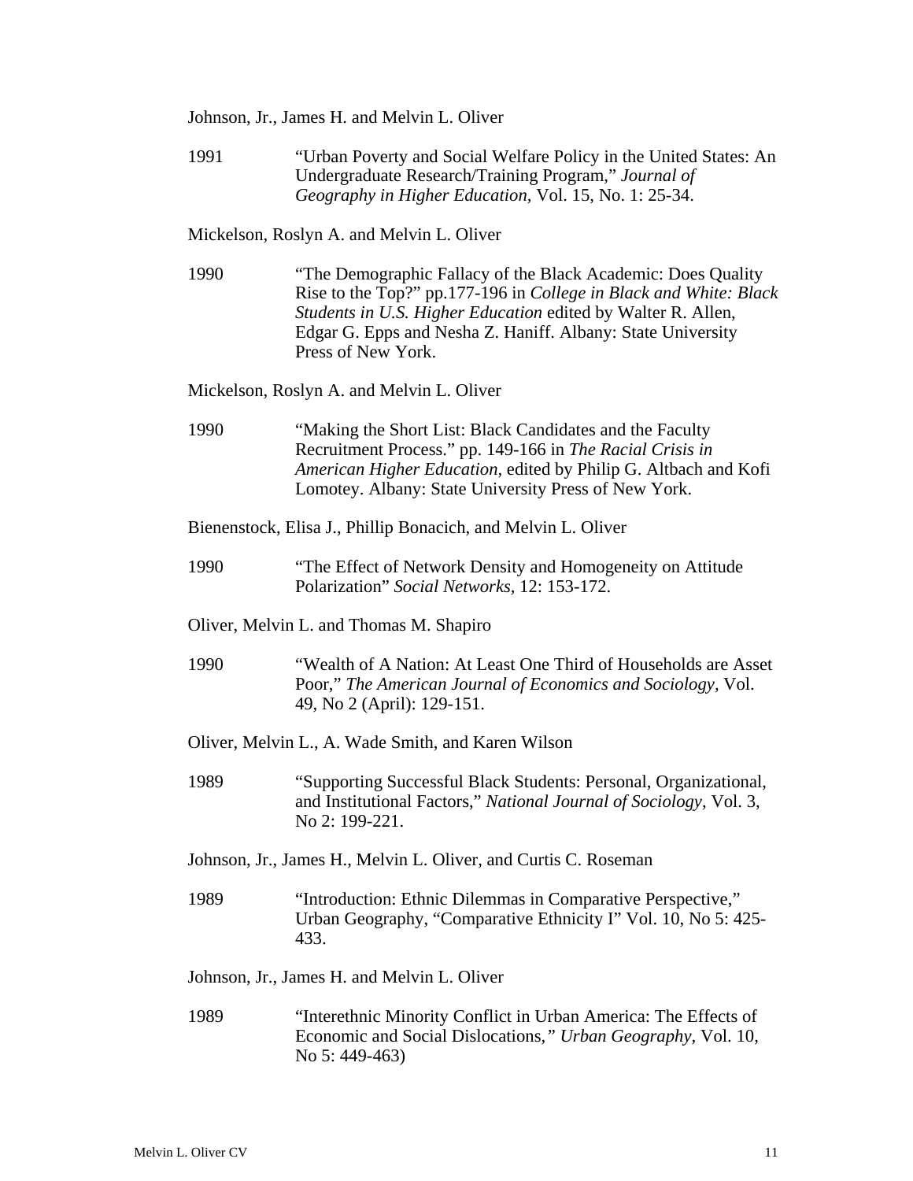Johnson, Jr., James H. and Melvin L. Oliver

1991 "Urban Poverty and Social Welfare Policy in the United States: An Undergraduate Research/Training Program," *Journal of Geography in Higher Education*, Vol. 15, No. 1: 25-34.

Mickelson, Roslyn A. and Melvin L. Oliver

1990 "The Demographic Fallacy of the Black Academic: Does Quality Rise to the Top?" pp.177-196 in *College in Black and White: Black Students in U.S. Higher Education* edited by Walter R. Allen, Edgar G. Epps and Nesha Z. Haniff. Albany: State University Press of New York.

Mickelson, Roslyn A. and Melvin L. Oliver

1990 "Making the Short List: Black Candidates and the Faculty Recruitment Process." pp. 149-166 in *The Racial Crisis in American Higher Education*, edited by Philip G. Altbach and Kofi Lomotey. Albany: State University Press of New York.

Bienenstock, Elisa J., Phillip Bonacich, and Melvin L. Oliver

1990 "The Effect of Network Density and Homogeneity on Attitude Polarization" *Social Networks*, 12: 153-172.

Oliver, Melvin L. and Thomas M. Shapiro

1990 "Wealth of A Nation: At Least One Third of Households are Asset Poor," *The American Journal of Economics and Sociology*, Vol. 49, No 2 (April): 129-151.

Oliver, Melvin L., A. Wade Smith, and Karen Wilson

1989 "Supporting Successful Black Students: Personal, Organizational, and Institutional Factors," *National Journal of Sociology*, Vol. 3, No 2: 199-221.

Johnson, Jr., James H., Melvin L. Oliver, and Curtis C. Roseman

1989 "Introduction: Ethnic Dilemmas in Comparative Perspective," Urban Geography, "Comparative Ethnicity I" Vol. 10, No 5: 425-433.

Johnson, Jr., James H. and Melvin L. Oliver

1989 "Interethnic Minority Conflict in Urban America: The Effects of Economic and Social Dislocations," *Urban Geography*, Vol. 10, No 5: 449-463)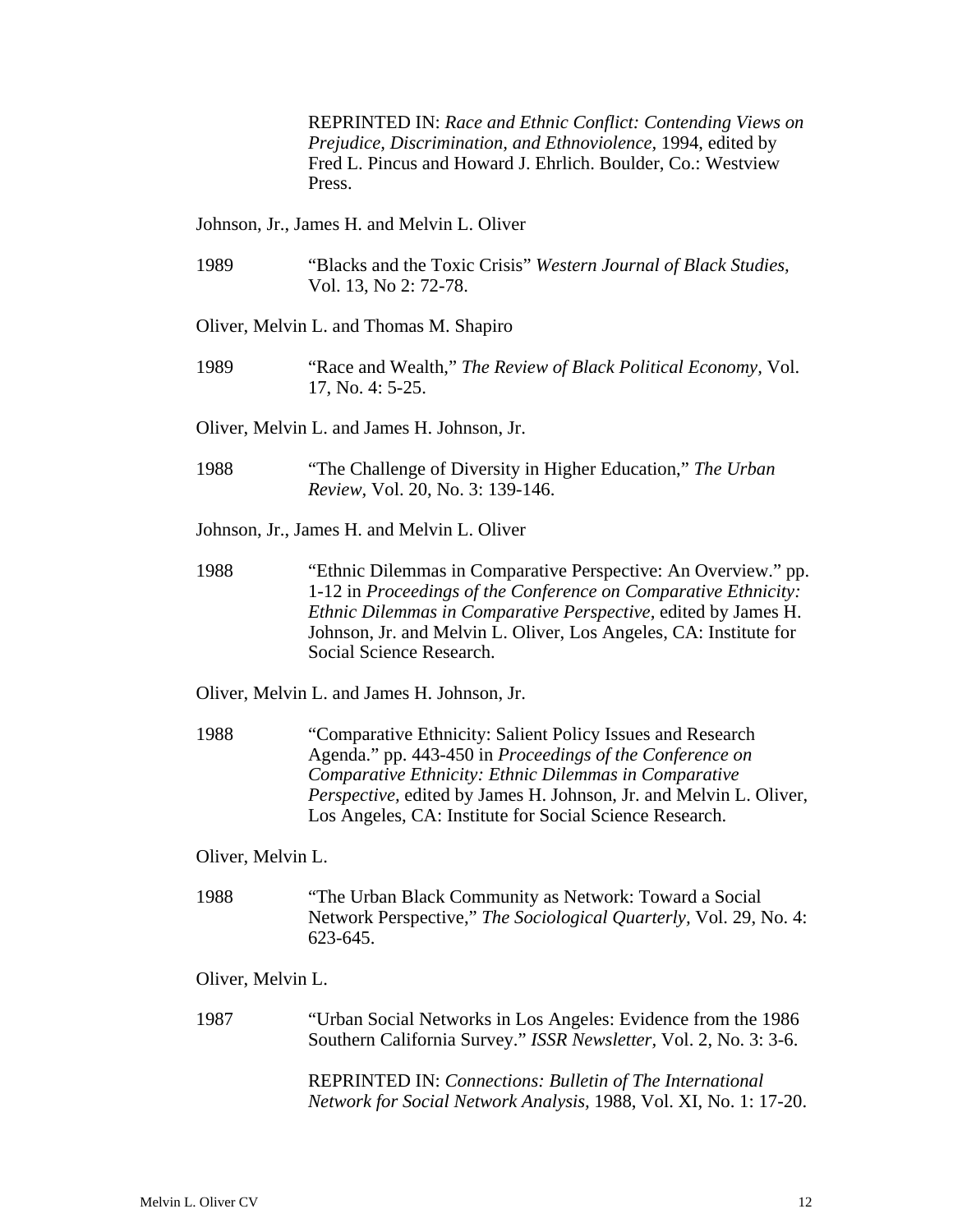REPRINTED IN: *Race and Ethnic Conflict: Contending Views on Prejudice, Discrimination, and Ethnoviolence,* 1994, edited by Fred L. Pincus and Howard J. Ehrlich. Boulder, Co.: Westview Press.

Johnson, Jr., James H. and Melvin L. Oliver

1989 "Blacks and the Toxic Crisis" *Western Journal of Black Studies,* Vol. 13, No 2: 72-78.

Oliver, Melvin L. and Thomas M. Shapiro

1989 "Race and Wealth," *The Review of Black Political Economy,* Vol. 17, No. 4: 5-25.

Oliver, Melvin L. and James H. Johnson, Jr.

1988 "The Challenge of Diversity in Higher Education," *The Urban Review,* Vol. 20, No. 3: 139-146.

Johnson, Jr., James H. and Melvin L. Oliver

1988 "Ethnic Dilemmas in Comparative Perspective: An Overview." pp. 1-12 in *Proceedings of the Conference on Comparative Ethnicity: Ethnic Dilemmas in Comparative Perspective,* edited by James H. Johnson, Jr. and Melvin L. Oliver, Los Angeles, CA: Institute for Social Science Research.

Oliver, Melvin L. and James H. Johnson, Jr.

1988 "Comparative Ethnicity: Salient Policy Issues and Research Agenda." pp. 443-450 in *Proceedings of the Conference on Comparative Ethnicity: Ethnic Dilemmas in Comparative Perspective,* edited by James H. Johnson, Jr. and Melvin L. Oliver, Los Angeles, CA: Institute for Social Science Research.

Oliver, Melvin L.

1988 "The Urban Black Community as Network: Toward a Social Network Perspective," *The Sociological Quarterly,* Vol. 29, No. 4: 623-645.

Oliver, Melvin L.

1987 "Urban Social Networks in Los Angeles: Evidence from the 1986 Southern California Survey." *ISSR Newsletter,* Vol. 2, No. 3: 3-6.

REPRINTED IN: *Connections: Bulletin of The International Network for Social Network Analysis,* 1988, Vol. XI, No. 1: 17-20.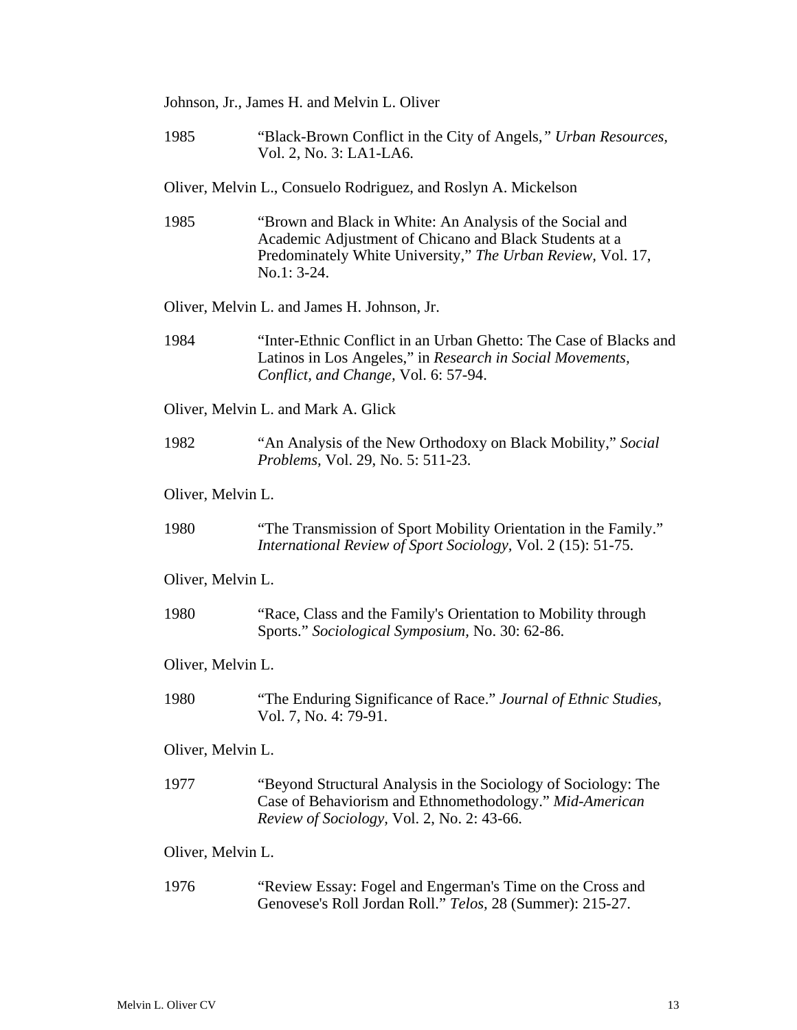Johnson, Jr., James H. and Melvin L. Oliver

1985 "Black-Brown Conflict in the City of Angels," *Urban Resources,* Vol. 2, No. 3: LA1-LA6.

Oliver, Melvin L., Consuelo Rodriguez, and Roslyn A. Mickelson

1985 "Brown and Black in White: An Analysis of the Social and Academic Adjustment of Chicano and Black Students at a Predominately White University," *The Urban Review,* Vol. 17, No.1: 3-24.

Oliver, Melvin L. and James H. Johnson, Jr.

1984 "Inter-Ethnic Conflict in an Urban Ghetto: The Case of Blacks and Latinos in Los Angeles," in *Research in Social Movements, Conflict, and Change,* Vol. 6: 57-94.

Oliver, Melvin L. and Mark A. Glick

1982 "An Analysis of the New Orthodoxy on Black Mobility," *Social Problems,* Vol. 29, No. 5: 511-23.

Oliver, Melvin L.

1980 "The Transmission of Sport Mobility Orientation in the Family." *International Review of Sport Sociology,* Vol. 2 (15): 51-75.

Oliver, Melvin L.

1980 "Race, Class and the Family's Orientation to Mobility through Sports." *Sociological Symposium,* No. 30: 62-86.

Oliver, Melvin L.

1980 "The Enduring Significance of Race." *Journal of Ethnic Studies,* Vol. 7, No. 4: 79-91.

Oliver, Melvin L.

1977 "Beyond Structural Analysis in the Sociology of Sociology: The Case of Behaviorism and Ethnomethodology." *Mid-American Review of Sociology,* Vol. 2, No. 2: 43-66.

Oliver, Melvin L.

1976 "Review Essay: Fogel and Engerman's Time on the Cross and Genovese's Roll Jordan Roll." *Telos,* 28 (Summer): 215-27.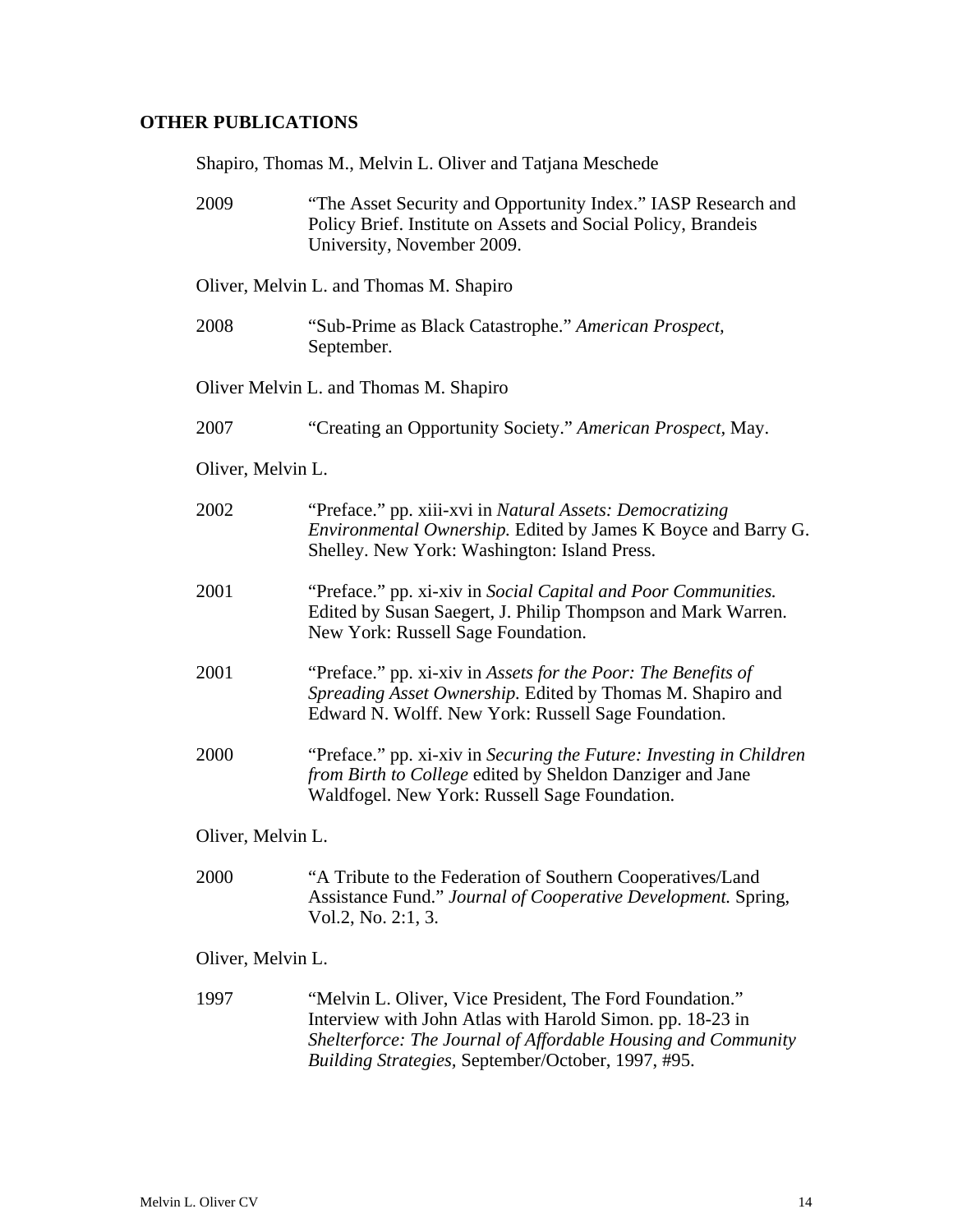**OTHER PUBLICATIONS**

Shapiro, Thomas M., Melvin L. Oliver and Tatjana Meschede

2009 "The Asset Security and Opportunity Index." IASP Research and Policy Brief. Institute on Assets and Social Policy, Brandeis University, November 2009.

Oliver, Melvin L. and Thomas M. Shapiro

2008 "Sub-Prime as Black Catastrophe." *American Prospect*, September.

Oliver Melvin L. and Thomas M. Shapiro

2007 "Creating an Opportunity Society." *American Prospect*, May.

Oliver, Melvin L.

2002 "Preface." pp. xiii-xvi in *Natural Assets: Democratizing Environmental Ownership.* Edited by James K Boyce and Barry G. Shelley. New York: Washington: Island Press.

2001 "Preface." pp. xi-xiv in *Social Capital and Poor Communities.* Edited by Susan Saegert, J. Philip Thompson and Mark Warren. New York: Russell Sage Foundation.

2001 "Preface." pp. xi-xiv in *Assets for the Poor: The Benefits of Spreading Asset Ownership.* Edited by Thomas M. Shapiro and Edward N. Wolff. New York: Russell Sage Foundation.

2000 "Preface." pp. xi-xiv in *Securing the Future: Investing in Children from Birth to College* edited by Sheldon Danziger and Jane Waldfogel. New York: Russell Sage Foundation.

Oliver, Melvin L.

2000 "A Tribute to the Federation of Southern Cooperatives/Land Assistance Fund." *Journal of Cooperative Development.* Spring, Vol.2, No. 2:1, 3.

Oliver, Melvin L.

1997 "Melvin L. Oliver, Vice President, The Ford Foundation." Interview with John Atlas with Harold Simon. pp. 18-23 in *Shelterforce: The Journal of Affordable Housing and Community Building Strategies*, September/October, 1997, #95.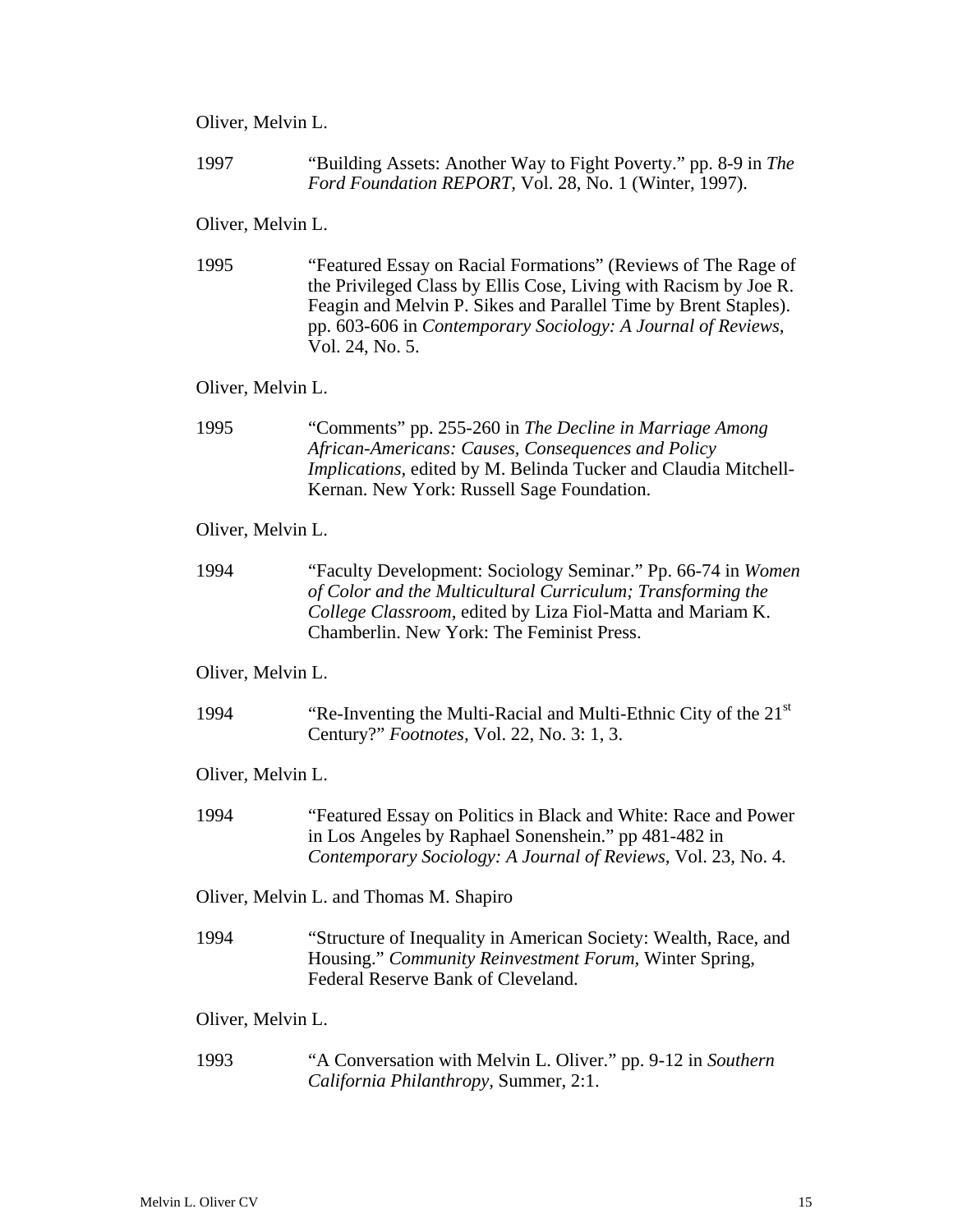Oliver, Melvin L.

1997 "Building Assets: Another Way to Fight Poverty." pp. 8-9 in *The Ford Foundation REPORT,* Vol. 28, No. 1 (Winter, 1997).

Oliver, Melvin L.

1995 "Featured Essay on Racial Formations" (Reviews of The Rage of the Privileged Class by Ellis Cose, Living with Racism by Joe R. Feagin and Melvin P. Sikes and Parallel Time by Brent Staples). pp. 603-606 in *Contemporary Sociology: A Journal of Reviews,* Vol. 24, No. 5.

Oliver, Melvin L.

1995 "Comments" pp. 255-260 in *The Decline in Marriage Among African-Americans: Causes, Consequences and Policy Implications,* edited by M. Belinda Tucker and Claudia Mitchell-Kernan. New York: Russell Sage Foundation.

Oliver, Melvin L.

1994 "Faculty Development: Sociology Seminar." Pp. 66-74 in *Women of Color and the Multicultural Curriculum; Transforming the College Classroom,* edited by Liza Fiol-Matta and Mariam K. Chamberlin. New York: The Feminist Press.

Oliver, Melvin L.

1994 "Re-Inventing the Multi-Racial and Multi-Ethnic City of the 21st Century?" *Footnotes,* Vol. 22, No. 3: 1, 3.

Oliver, Melvin L.

1994 "Featured Essay on Politics in Black and White: Race and Power in Los Angeles by Raphael Sonenshein." pp 481-482 in *Contemporary Sociology: A Journal of Reviews,* Vol. 23, No. 4.

Oliver, Melvin L. and Thomas M. Shapiro

1994 "Structure of Inequality in American Society: Wealth, Race, and Housing." *Community Reinvestment Forum*, Winter Spring, Federal Reserve Bank of Cleveland.

Oliver, Melvin L.

1993 "A Conversation with Melvin L. Oliver." pp. 9-12 in *Southern California Philanthropy,* Summer, 2:1.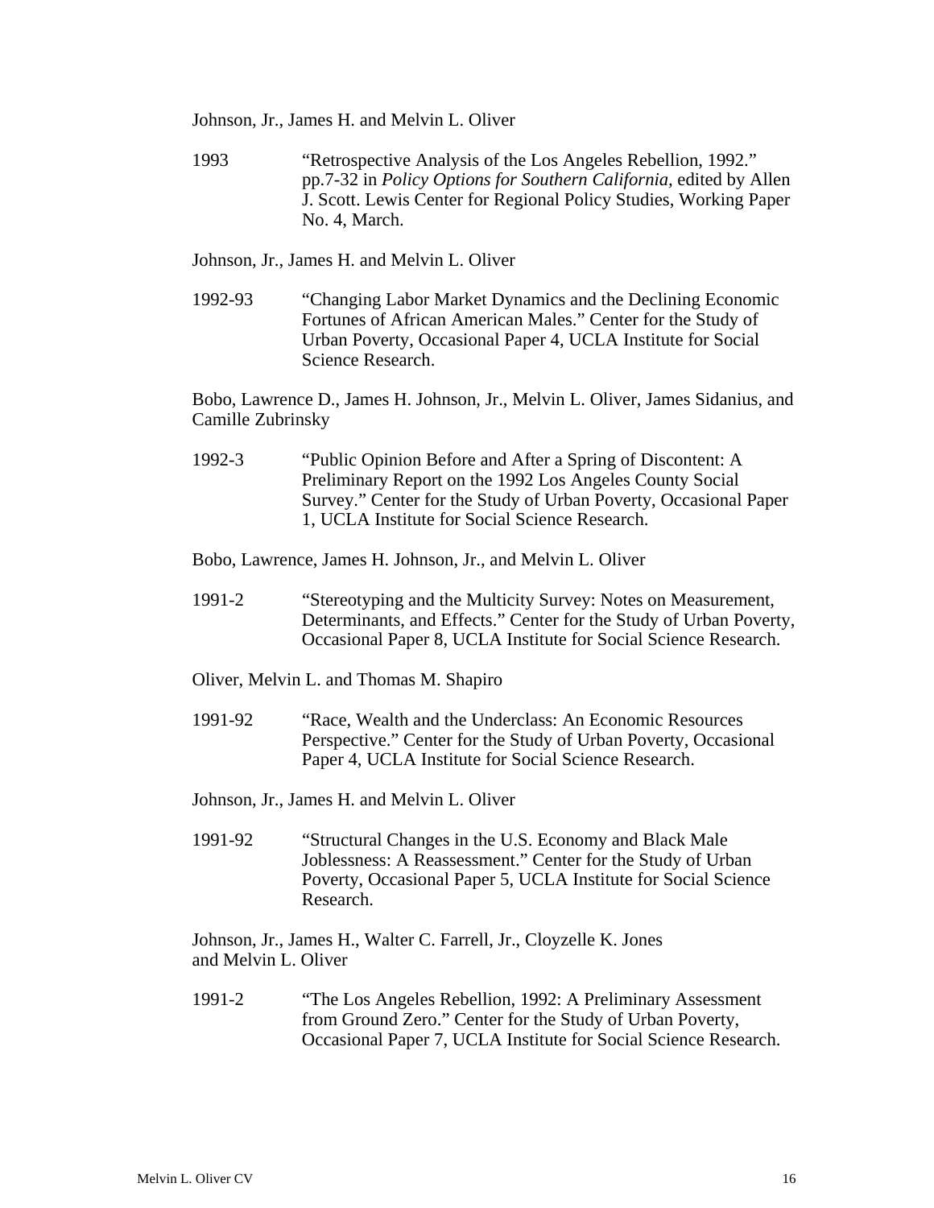Johnson, Jr., James H. and Melvin L. Oliver

1993 “Retrospective Analysis of the Los Angeles Rebellion, 1992.” pp.7-32 in *Policy Options for Southern California*, edited by Allen J. Scott. Lewis Center for Regional Policy Studies, Working Paper No. 4, March.

Johnson, Jr., James H. and Melvin L. Oliver

1992-93 “Changing Labor Market Dynamics and the Declining Economic Fortunes of African American Males.” Center for the Study of Urban Poverty, Occasional Paper 4, UCLA Institute for Social Science Research.

Bobo, Lawrence D., James H. Johnson, Jr., Melvin L. Oliver, James Sidanius, and Camille Zubrinsky

1992-3 “Public Opinion Before and After a Spring of Discontent: A Preliminary Report on the 1992 Los Angeles County Social Survey.” Center for the Study of Urban Poverty, Occasional Paper 1, UCLA Institute for Social Science Research.

Bobo, Lawrence, James H. Johnson, Jr., and Melvin L. Oliver

1991-2 “Stereotyping and the Multicity Survey: Notes on Measurement, Determinants, and Effects.” Center for the Study of Urban Poverty, Occasional Paper 8, UCLA Institute for Social Science Research.

Oliver, Melvin L. and Thomas M. Shapiro

1991-92 “Race, Wealth and the Underclass: An Economic Resources Perspective.” Center for the Study of Urban Poverty, Occasional Paper 4, UCLA Institute for Social Science Research.

Johnson, Jr., James H. and Melvin L. Oliver

1991-92 “Structural Changes in the U.S. Economy and Black Male Joblessness: A Reassessment.” Center for the Study of Urban Poverty, Occasional Paper 5, UCLA Institute for Social Science Research.

Johnson, Jr., James H., Walter C. Farrell, Jr., Cloyzelle K. Jones and Melvin L. Oliver

1991-2 “The Los Angeles Rebellion, 1992: A Preliminary Assessment from Ground Zero.” Center for the Study of Urban Poverty, Occasional Paper 7, UCLA Institute for Social Science Research.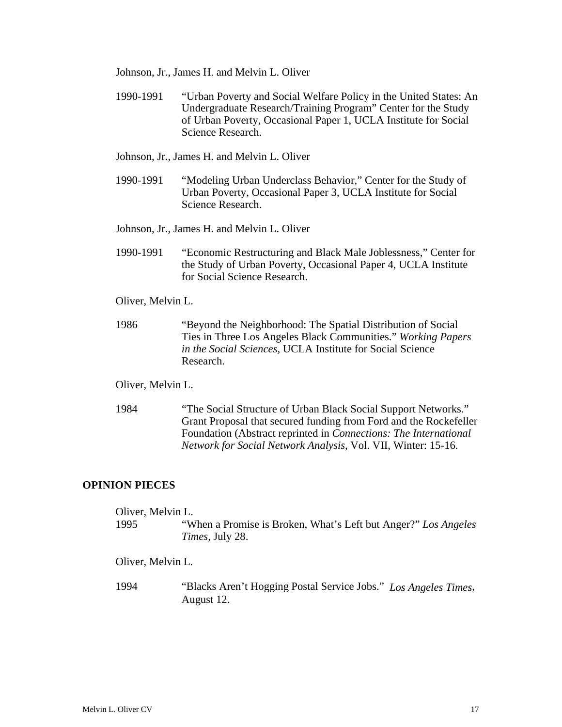Johnson, Jr., James H. and Melvin L. Oliver

1990-1991 "Urban Poverty and Social Welfare Policy in the United States: An Undergraduate Research/Training Program" Center for the Study of Urban Poverty, Occasional Paper 1, UCLA Institute for Social Science Research.

Johnson, Jr., James H. and Melvin L. Oliver

1990-1991 "Modeling Urban Underclass Behavior," Center for the Study of Urban Poverty, Occasional Paper 3, UCLA Institute for Social Science Research.

Johnson, Jr., James H. and Melvin L. Oliver

1990-1991 "Economic Restructuring and Black Male Joblessness," Center for the Study of Urban Poverty, Occasional Paper 4, UCLA Institute for Social Science Research.

Oliver, Melvin L.

1986 "Beyond the Neighborhood: The Spatial Distribution of Social Ties in Three Los Angeles Black Communities." *Working Papers in the Social Sciences*, UCLA Institute for Social Science Research.

Oliver, Melvin L.

1984 "The Social Structure of Urban Black Social Support Networks." Grant Proposal that secured funding from Ford and the Rockefeller Foundation (Abstract reprinted in *Connections: The International Network for Social Network Analysis*, Vol. VII, Winter: 15-16.

## OPINION PIECES

Oliver, Melvin L.
1995 "When a Promise is Broken, What's Left but Anger?" *Los Angeles Times*, July 28.

Oliver, Melvin L.

1994 "Blacks Aren't Hogging Postal Service Jobs." *Los Angeles Times*, August 12.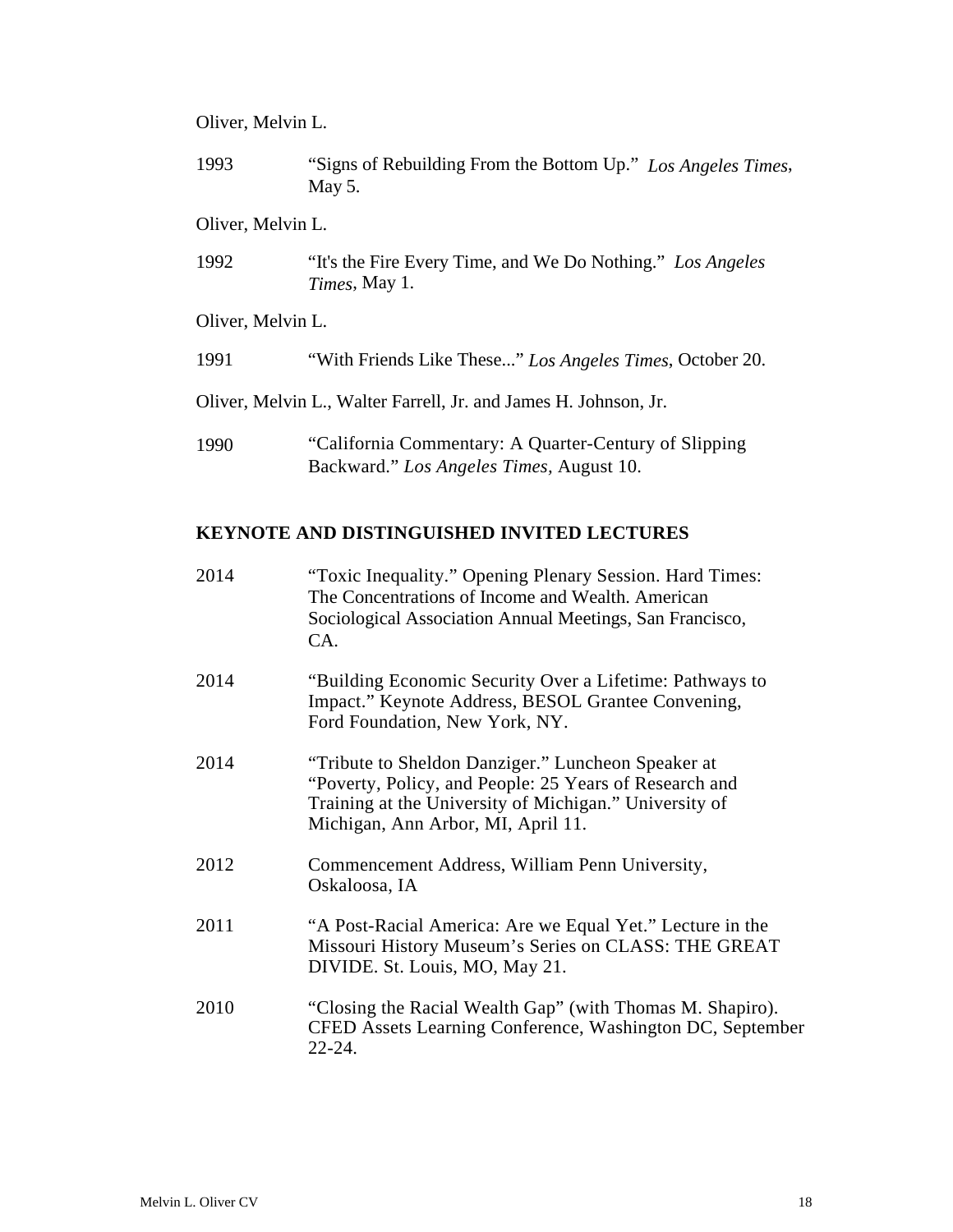Oliver, Melvin L.

1993 “Signs of Rebuilding From the Bottom Up.” *Los Angeles Times*, May 5.

Oliver, Melvin L.

1992 “It's the Fire Every Time, and We Do Nothing.” *Los Angeles Times*, May 1.

Oliver, Melvin L.

1991 “With Friends Like These...” *Los Angeles Times*, October 20.

Oliver, Melvin L., Walter Farrell, Jr. and James H. Johnson, Jr.

1990 “California Commentary: A Quarter-Century of Slipping Backward.” *Los Angeles Times*, August 10.

## KEYNOTE AND DISTINGUISHED INVITED LECTURES

2014 “Toxic Inequality.” Opening Plenary Session. Hard Times: The Concentrations of Income and Wealth. American Sociological Association Annual Meetings, San Francisco, CA.

2014 “Building Economic Security Over a Lifetime: Pathways to Impact.” Keynote Address, BESOL Grantee Convening, Ford Foundation, New York, NY.

2014 “Tribute to Sheldon Danziger.” Luncheon Speaker at “Poverty, Policy, and People: 25 Years of Research and Training at the University of Michigan.” University of Michigan, Ann Arbor, MI, April 11.

2012 Commencement Address, William Penn University, Oskaloosa, IA

2011 “A Post-Racial America: Are we Equal Yet.” Lecture in the Missouri History Museum’s Series on CLASS: THE GREAT DIVIDE. St. Louis, MO, May 21.

2010 “Closing the Racial Wealth Gap” (with Thomas M. Shapiro). CFED Assets Learning Conference, Washington DC, September 22-24.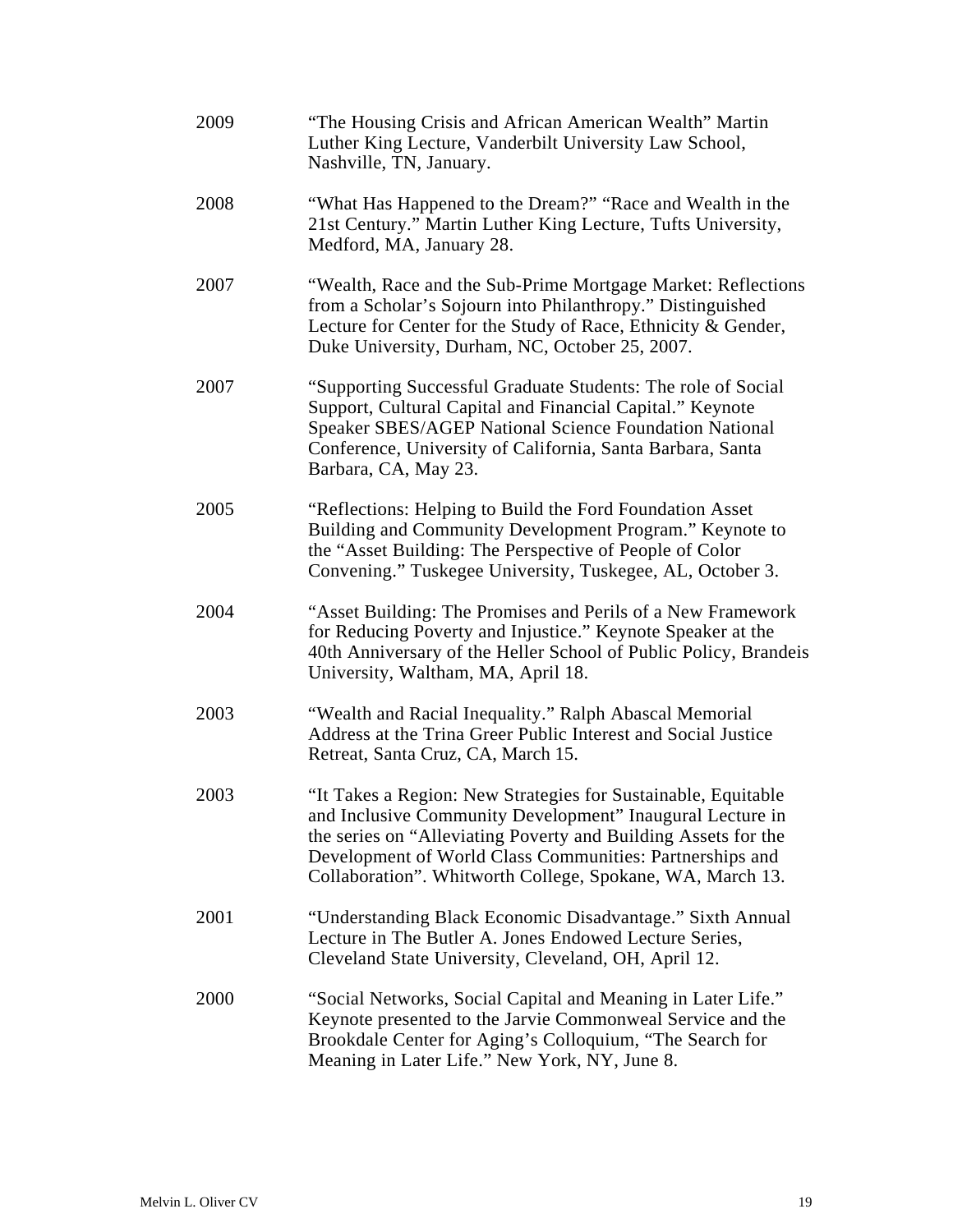2009 “The Housing Crisis and African American Wealth” Martin Luther King Lecture, Vanderbilt University Law School, Nashville, TN, January.

2008 “What Has Happened to the Dream?” “Race and Wealth in the 21st Century.” Martin Luther King Lecture, Tufts University, Medford, MA, January 28.

2007 “Wealth, Race and the Sub-Prime Mortgage Market: Reflections from a Scholar’s Sojourn into Philanthropy.” Distinguished Lecture for Center for the Study of Race, Ethnicity & Gender, Duke University, Durham, NC, October 25, 2007.

2007 “Supporting Successful Graduate Students: The role of Social Support, Cultural Capital and Financial Capital.” Keynote Speaker SBES/AGEP National Science Foundation National Conference, University of California, Santa Barbara, Santa Barbara, CA, May 23.

2005 “Reflections: Helping to Build the Ford Foundation Asset Building and Community Development Program.” Keynote to the “Asset Building: The Perspective of People of Color Convening.” Tuskegee University, Tuskegee, AL, October 3.

2004 “Asset Building: The Promises and Perils of a New Framework for Reducing Poverty and Injustice.” Keynote Speaker at the 40th Anniversary of the Heller School of Public Policy, Brandeis University, Waltham, MA, April 18.

2003 “Wealth and Racial Inequality.” Ralph Abascal Memorial Address at the Trina Greer Public Interest and Social Justice Retreat, Santa Cruz, CA, March 15.

2003 “It Takes a Region: New Strategies for Sustainable, Equitable and Inclusive Community Development” Inaugural Lecture in the series on “Alleviating Poverty and Building Assets for the Development of World Class Communities: Partnerships and Collaboration”. Whitworth College, Spokane, WA, March 13.

2001 “Understanding Black Economic Disadvantage.” Sixth Annual Lecture in The Butler A. Jones Endowed Lecture Series, Cleveland State University, Cleveland, OH, April 12.

2000 “Social Networks, Social Capital and Meaning in Later Life.” Keynote presented to the Jarvie Commonweal Service and the Brookdale Center for Aging’s Colloquium, “The Search for Meaning in Later Life.” New York, NY, June 8.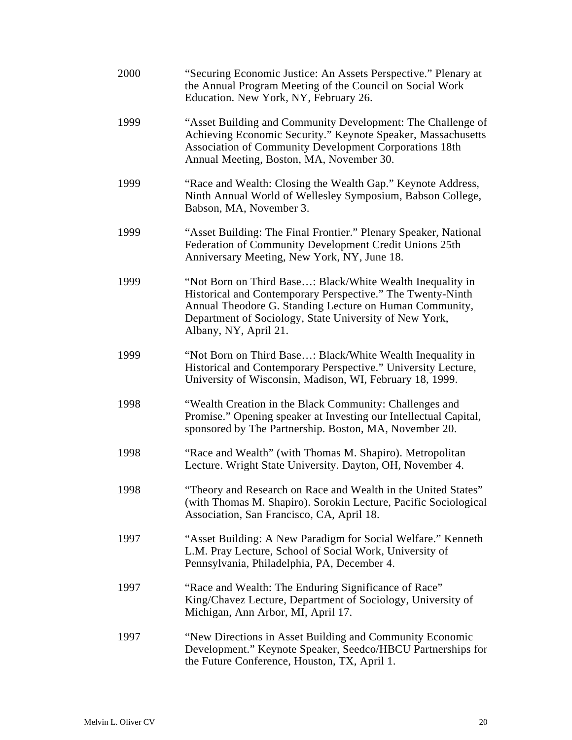2000 "Securing Economic Justice: An Assets Perspective." Plenary at the Annual Program Meeting of the Council on Social Work Education. New York, NY, February 26.

1999 "Asset Building and Community Development: The Challenge of Achieving Economic Security." Keynote Speaker, Massachusetts Association of Community Development Corporations 18th Annual Meeting, Boston, MA, November 30.

1999 "Race and Wealth: Closing the Wealth Gap." Keynote Address, Ninth Annual World of Wellesley Symposium, Babson College, Babson, MA, November 3.

1999 "Asset Building: The Final Frontier." Plenary Speaker, National Federation of Community Development Credit Unions 25th Anniversary Meeting, New York, NY, June 18.

1999 "Not Born on Third Base…: Black/White Wealth Inequality in Historical and Contemporary Perspective." The Twenty-Ninth Annual Theodore G. Standing Lecture on Human Community, Department of Sociology, State University of New York, Albany, NY, April 21.

1999 "Not Born on Third Base…: Black/White Wealth Inequality in Historical and Contemporary Perspective." University Lecture, University of Wisconsin, Madison, WI, February 18, 1999.

1998 "Wealth Creation in the Black Community: Challenges and Promise." Opening speaker at Investing our Intellectual Capital, sponsored by The Partnership. Boston, MA, November 20.

1998 "Race and Wealth" (with Thomas M. Shapiro). Metropolitan Lecture. Wright State University. Dayton, OH, November 4.

1998 "Theory and Research on Race and Wealth in the United States" (with Thomas M. Shapiro). Sorokin Lecture, Pacific Sociological Association, San Francisco, CA, April 18.

1997 "Asset Building: A New Paradigm for Social Welfare." Kenneth L.M. Pray Lecture, School of Social Work, University of Pennsylvania, Philadelphia, PA, December 4.

1997 "Race and Wealth: The Enduring Significance of Race" King/Chavez Lecture, Department of Sociology, University of Michigan, Ann Arbor, MI, April 17.

1997 "New Directions in Asset Building and Community Economic Development." Keynote Speaker, Seedco/HBCU Partnerships for the Future Conference, Houston, TX, April 1.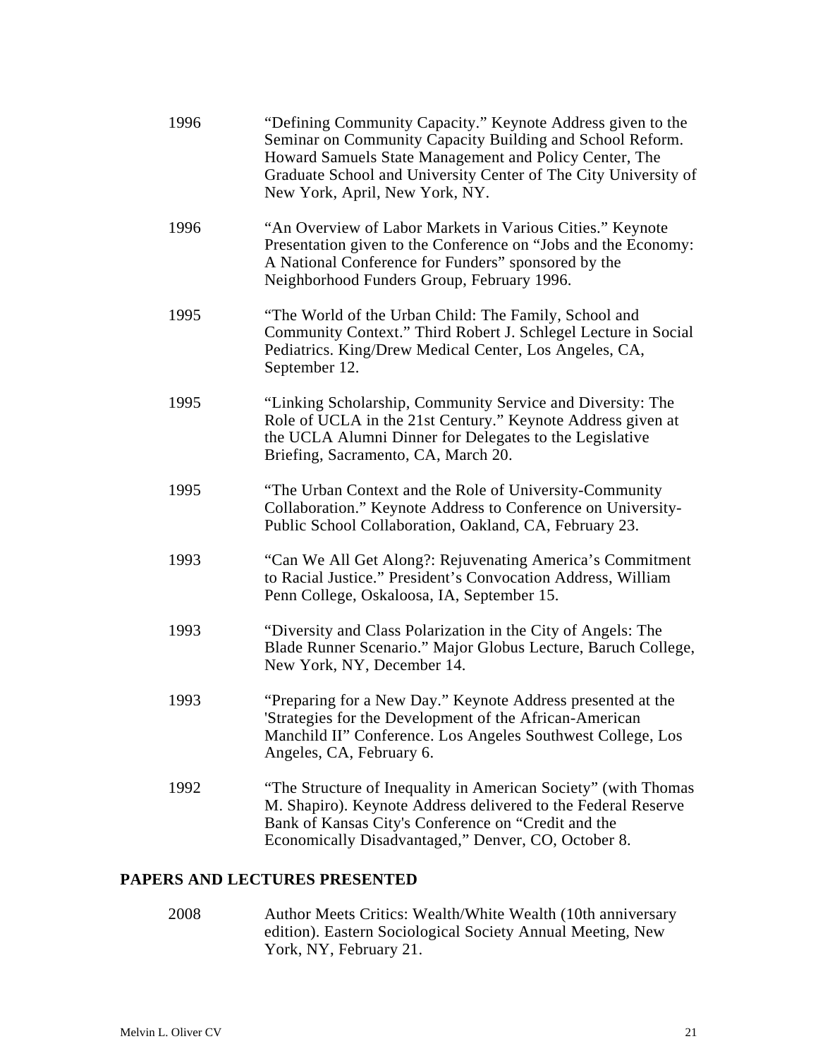1996 "Defining Community Capacity." Keynote Address given to the Seminar on Community Capacity Building and School Reform. Howard Samuels State Management and Policy Center, The Graduate School and University Center of The City University of New York, April, New York, NY.

1996 "An Overview of Labor Markets in Various Cities." Keynote Presentation given to the Conference on "Jobs and the Economy: A National Conference for Funders" sponsored by the Neighborhood Funders Group, February 1996.

1995 "The World of the Urban Child: The Family, School and Community Context." Third Robert J. Schlegel Lecture in Social Pediatrics. King/Drew Medical Center, Los Angeles, CA, September 12.

1995 "Linking Scholarship, Community Service and Diversity: The Role of UCLA in the 21st Century." Keynote Address given at the UCLA Alumni Dinner for Delegates to the Legislative Briefing, Sacramento, CA, March 20.

1995 "The Urban Context and the Role of University-Community Collaboration." Keynote Address to Conference on University-Public School Collaboration, Oakland, CA, February 23.

1993 "Can We All Get Along?: Rejuvenating America's Commitment to Racial Justice." President's Convocation Address, William Penn College, Oskaloosa, IA, September 15.

1993 "Diversity and Class Polarization in the City of Angels: The Blade Runner Scenario." Major Globus Lecture, Baruch College, New York, NY, December 14.

1993 "Preparing for a New Day." Keynote Address presented at the 'Strategies for the Development of the African-American Manchild II" Conference. Los Angeles Southwest College, Los Angeles, CA, February 6.

1992 "The Structure of Inequality in American Society" (with Thomas M. Shapiro). Keynote Address delivered to the Federal Reserve Bank of Kansas City's Conference on "Credit and the Economically Disadvantaged," Denver, CO, October 8.

## PAPERS AND LECTURES PRESENTED

2008 Author Meets Critics: Wealth/White Wealth (10th anniversary edition). Eastern Sociological Society Annual Meeting, New York, NY, February 21.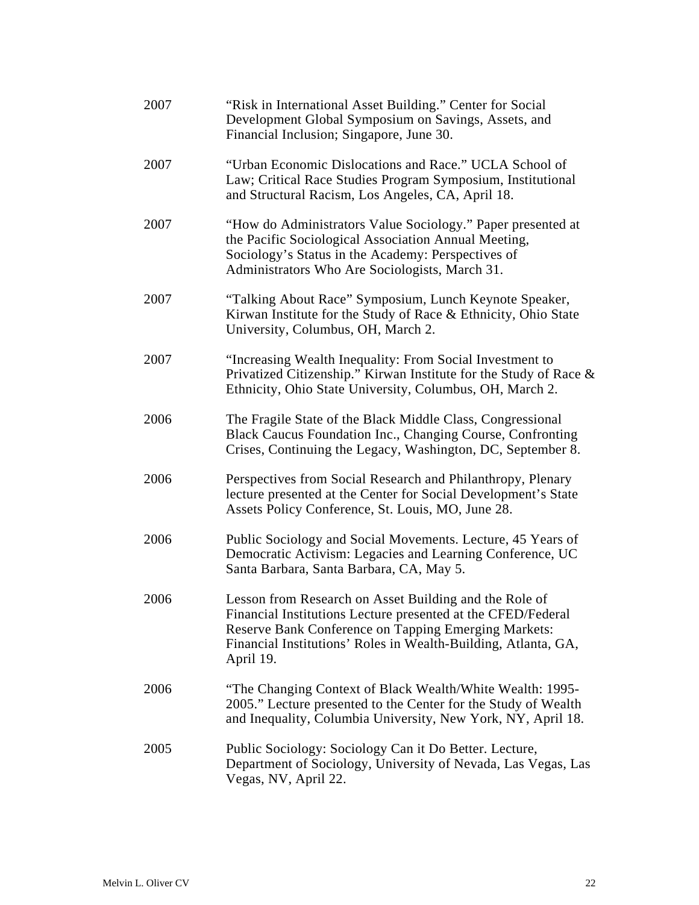2007 "Risk in International Asset Building." Center for Social Development Global Symposium on Savings, Assets, and Financial Inclusion; Singapore, June 30.

2007 "Urban Economic Dislocations and Race." UCLA School of Law; Critical Race Studies Program Symposium, Institutional and Structural Racism, Los Angeles, CA, April 18.

2007 "How do Administrators Value Sociology." Paper presented at the Pacific Sociological Association Annual Meeting, Sociology's Status in the Academy: Perspectives of Administrators Who Are Sociologists, March 31.

2007 "Talking About Race" Symposium, Lunch Keynote Speaker, Kirwan Institute for the Study of Race & Ethnicity, Ohio State University, Columbus, OH, March 2.

2007 "Increasing Wealth Inequality: From Social Investment to Privatized Citizenship." Kirwan Institute for the Study of Race & Ethnicity, Ohio State University, Columbus, OH, March 2.

2006 The Fragile State of the Black Middle Class, Congressional Black Caucus Foundation Inc., Changing Course, Confronting Crises, Continuing the Legacy, Washington, DC, September 8.

2006 Perspectives from Social Research and Philanthropy, Plenary lecture presented at the Center for Social Development's State Assets Policy Conference, St. Louis, MO, June 28.

2006 Public Sociology and Social Movements. Lecture, 45 Years of Democratic Activism: Legacies and Learning Conference, UC Santa Barbara, Santa Barbara, CA, May 5.

2006 Lesson from Research on Asset Building and the Role of Financial Institutions Lecture presented at the CFED/Federal Reserve Bank Conference on Tapping Emerging Markets: Financial Institutions' Roles in Wealth-Building, Atlanta, GA, April 19.

2006 "The Changing Context of Black Wealth/White Wealth: 1995-2005." Lecture presented to the Center for the Study of Wealth and Inequality, Columbia University, New York, NY, April 18.

2005 Public Sociology: Sociology Can it Do Better. Lecture, Department of Sociology, University of Nevada, Las Vegas, Las Vegas, NV, April 22.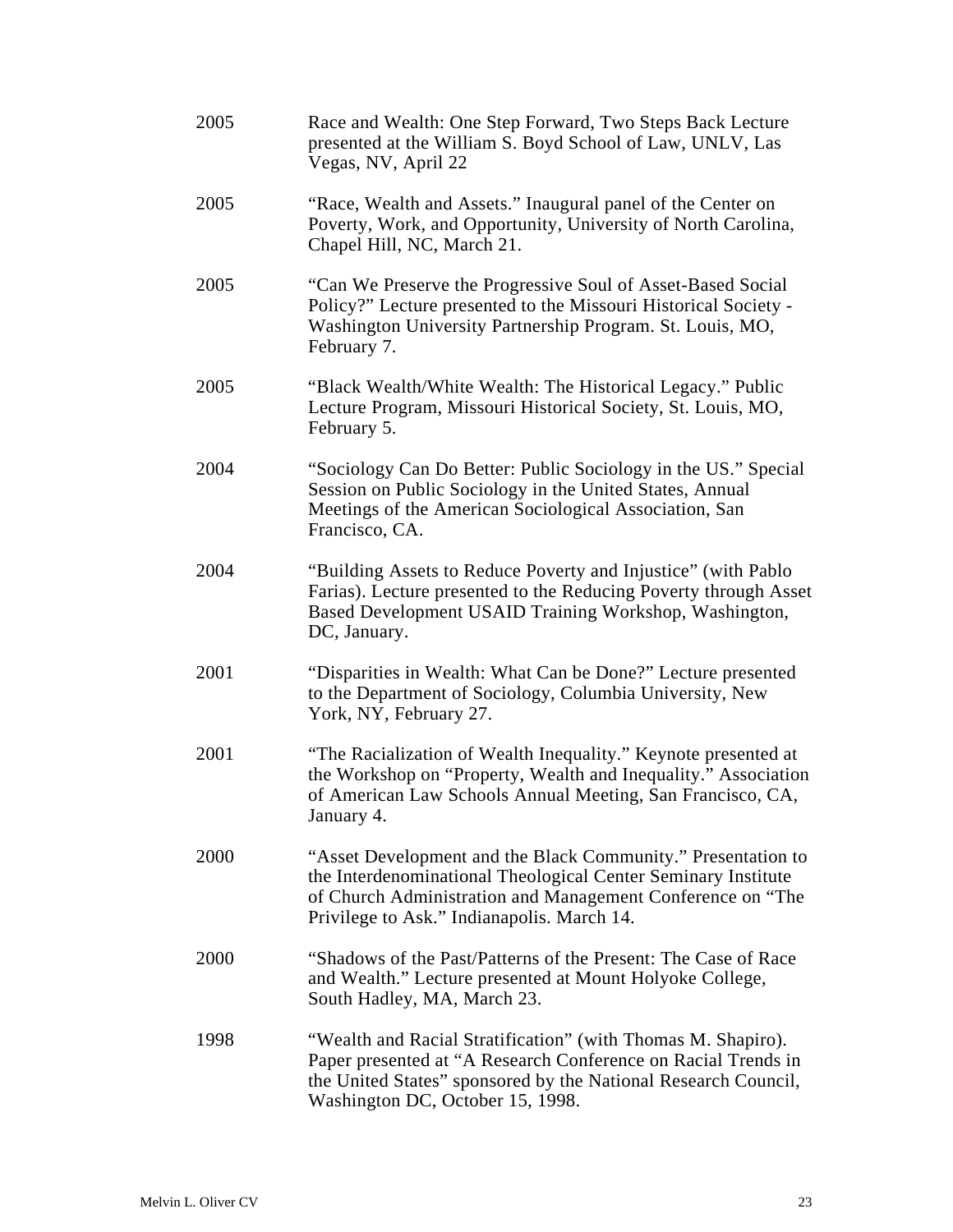| | |
|---|---|
| 2005 | Race and Wealth: One Step Forward, Two Steps Back Lecture presented at the William S. Boyd School of Law, UNLV, Las Vegas, NV, April 22 |
| 2005 | "Race, Wealth and Assets." Inaugural panel of the Center on Poverty, Work, and Opportunity, University of North Carolina, Chapel Hill, NC, March 21. |
| 2005 | "Can We Preserve the Progressive Soul of Asset-Based Social Policy?" Lecture presented to the Missouri Historical Society - Washington University Partnership Program. St. Louis, MO, February 7. |
| 2005 | "Black Wealth/White Wealth: The Historical Legacy." Public Lecture Program, Missouri Historical Society, St. Louis, MO, February 5. |
| 2004 | "Sociology Can Do Better: Public Sociology in the US." Special Session on Public Sociology in the United States, Annual Meetings of the American Sociological Association, San Francisco, CA. |
| 2004 | "Building Assets to Reduce Poverty and Injustice" (with Pablo Farias). Lecture presented to the Reducing Poverty through Asset Based Development USAID Training Workshop, Washington, DC, January. |
| 2001 | "Disparities in Wealth: What Can be Done?" Lecture presented to the Department of Sociology, Columbia University, New York, NY, February 27. |
| 2001 | "The Racialization of Wealth Inequality." Keynote presented at the Workshop on "Property, Wealth and Inequality." Association of American Law Schools Annual Meeting, San Francisco, CA, January 4. |
| 2000 | "Asset Development and the Black Community." Presentation to the Interdenominational Theological Center Seminary Institute of Church Administration and Management Conference on "The Privilege to Ask." Indianapolis. March 14. |
| 2000 | "Shadows of the Past/Patterns of the Present: The Case of Race and Wealth." Lecture presented at Mount Holyoke College, South Hadley, MA, March 23. |
| 1998 | "Wealth and Racial Stratification" (with Thomas M. Shapiro). Paper presented at "A Research Conference on Racial Trends in the United States" sponsored by the National Research Council, Washington DC, October 15, 1998. |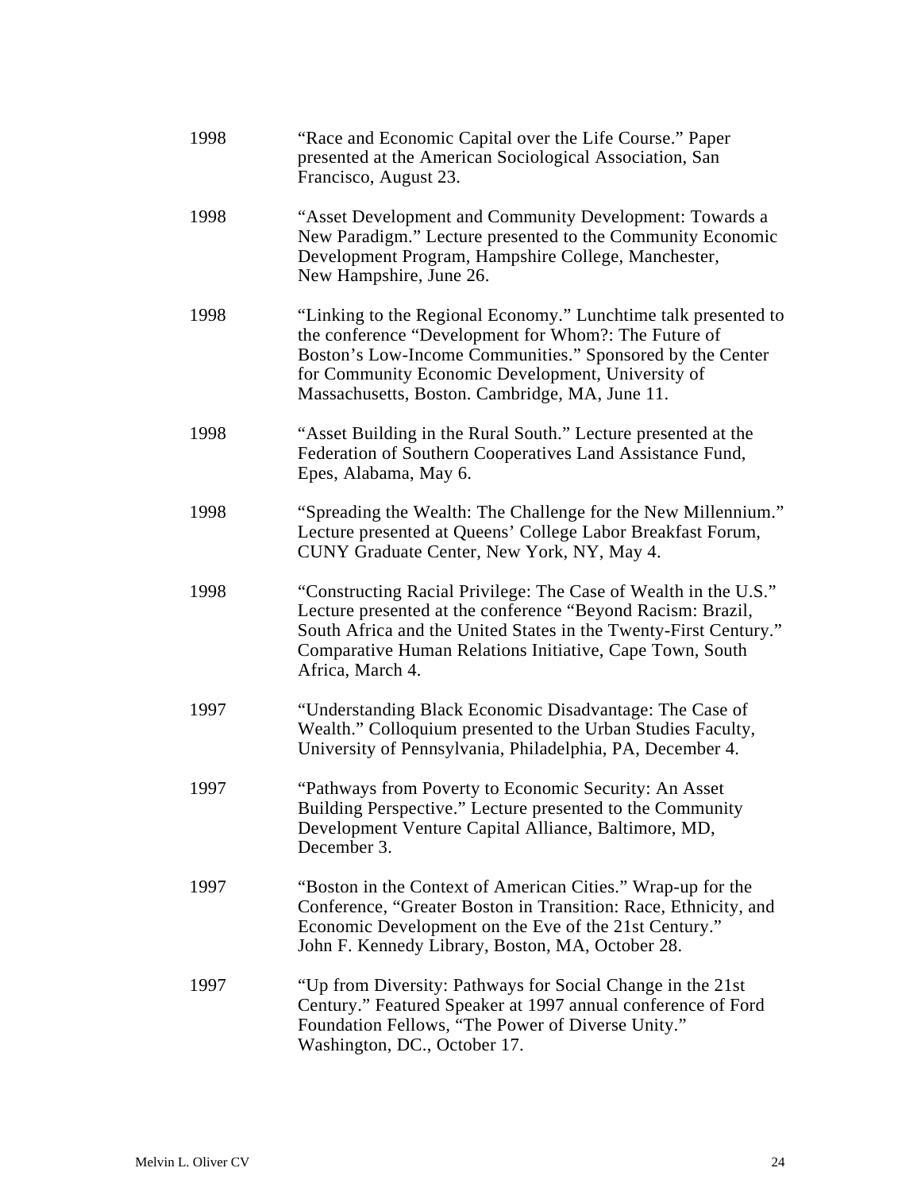1998 “Race and Economic Capital over the Life Course.” Paper presented at the American Sociological Association, San Francisco, August 23.

1998 “Asset Development and Community Development: Towards a New Paradigm.” Lecture presented to the Community Economic Development Program, Hampshire College, Manchester, New Hampshire, June 26.

1998 “Linking to the Regional Economy.” Lunchtime talk presented to the conference “Development for Whom?: The Future of Boston’s Low-Income Communities.” Sponsored by the Center for Community Economic Development, University of Massachusetts, Boston. Cambridge, MA, June 11.

1998 “Asset Building in the Rural South.” Lecture presented at the Federation of Southern Cooperatives Land Assistance Fund, Epes, Alabama, May 6.

1998 “Spreading the Wealth: The Challenge for the New Millennium.” Lecture presented at Queens’ College Labor Breakfast Forum, CUNY Graduate Center, New York, NY, May 4.

1998 “Constructing Racial Privilege: The Case of Wealth in the U.S.” Lecture presented at the conference “Beyond Racism: Brazil, South Africa and the United States in the Twenty-First Century.” Comparative Human Relations Initiative, Cape Town, South Africa, March 4.

1997 “Understanding Black Economic Disadvantage: The Case of Wealth.” Colloquium presented to the Urban Studies Faculty, University of Pennsylvania, Philadelphia, PA, December 4.

1997 “Pathways from Poverty to Economic Security: An Asset Building Perspective.” Lecture presented to the Community Development Venture Capital Alliance, Baltimore, MD, December 3.

1997 “Boston in the Context of American Cities.” Wrap-up for the Conference, “Greater Boston in Transition: Race, Ethnicity, and Economic Development on the Eve of the 21st Century.” John F. Kennedy Library, Boston, MA, October 28.

1997 “Up from Diversity: Pathways for Social Change in the 21st Century.” Featured Speaker at 1997 annual conference of Ford Foundation Fellows, “The Power of Diverse Unity.” Washington, DC., October 17.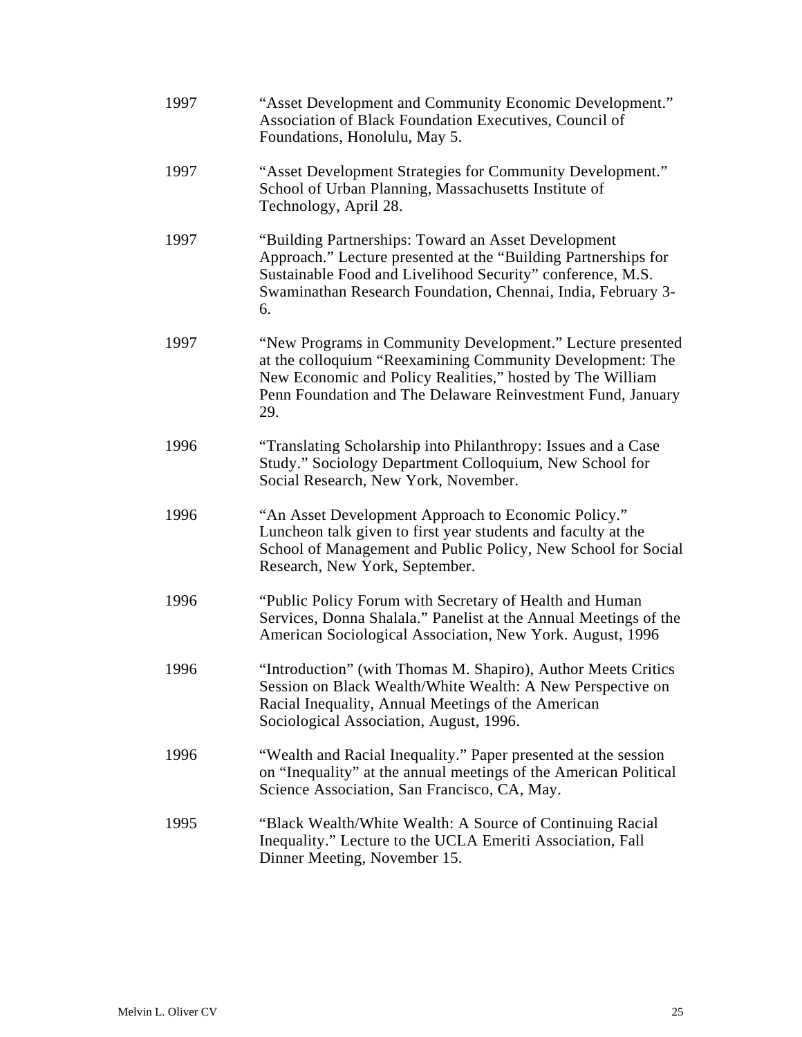1997 “Asset Development and Community Economic Development.” Association of Black Foundation Executives, Council of Foundations, Honolulu, May 5.

1997 “Asset Development Strategies for Community Development.” School of Urban Planning, Massachusetts Institute of Technology, April 28.

1997 “Building Partnerships: Toward an Asset Development Approach.” Lecture presented at the “Building Partnerships for Sustainable Food and Livelihood Security” conference, M.S. Swaminathan Research Foundation, Chennai, India, February 3-6.

1997 “New Programs in Community Development.” Lecture presented at the colloquium “Reexamining Community Development: The New Economic and Policy Realities,” hosted by The William Penn Foundation and The Delaware Reinvestment Fund, January 29.

1996 “Translating Scholarship into Philanthropy: Issues and a Case Study.” Sociology Department Colloquium, New School for Social Research, New York, November.

1996 “An Asset Development Approach to Economic Policy.” Luncheon talk given to first year students and faculty at the School of Management and Public Policy, New School for Social Research, New York, September.

1996 “Public Policy Forum with Secretary of Health and Human Services, Donna Shalala.” Panelist at the Annual Meetings of the American Sociological Association, New York. August, 1996

1996 “Introduction” (with Thomas M. Shapiro), Author Meets Critics Session on Black Wealth/White Wealth: A New Perspective on Racial Inequality, Annual Meetings of the American Sociological Association, August, 1996.

1996 “Wealth and Racial Inequality.” Paper presented at the session on “Inequality” at the annual meetings of the American Political Science Association, San Francisco, CA, May.

1995 “Black Wealth/White Wealth: A Source of Continuing Racial Inequality.” Lecture to the UCLA Emeriti Association, Fall Dinner Meeting, November 15.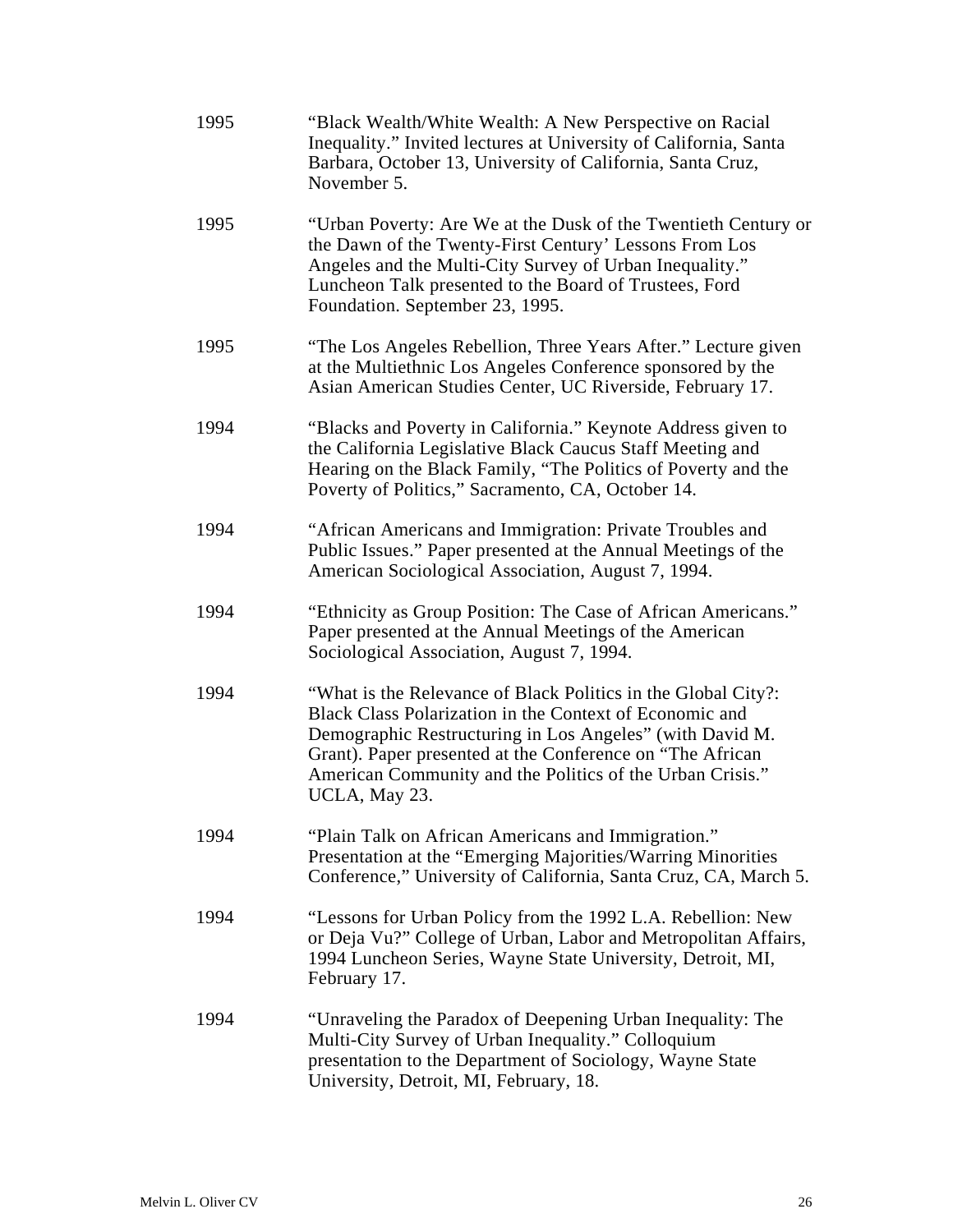1995 “Black Wealth/White Wealth: A New Perspective on Racial Inequality.” Invited lectures at University of California, Santa Barbara, October 13, University of California, Santa Cruz, November 5.

1995 “Urban Poverty: Are We at the Dusk of the Twentieth Century or the Dawn of the Twenty-First Century’ Lessons From Los Angeles and the Multi-City Survey of Urban Inequality.” Luncheon Talk presented to the Board of Trustees, Ford Foundation. September 23, 1995.

1995 “The Los Angeles Rebellion, Three Years After.” Lecture given at the Multiethnic Los Angeles Conference sponsored by the Asian American Studies Center, UC Riverside, February 17.

1994 “Blacks and Poverty in California.” Keynote Address given to the California Legislative Black Caucus Staff Meeting and Hearing on the Black Family, “The Politics of Poverty and the Poverty of Politics,” Sacramento, CA, October 14.

1994 “African Americans and Immigration: Private Troubles and Public Issues.” Paper presented at the Annual Meetings of the American Sociological Association, August 7, 1994.

1994 “Ethnicity as Group Position: The Case of African Americans.” Paper presented at the Annual Meetings of the American Sociological Association, August 7, 1994.

1994 “What is the Relevance of Black Politics in the Global City?: Black Class Polarization in the Context of Economic and Demographic Restructuring in Los Angeles” (with David M. Grant). Paper presented at the Conference on “The African American Community and the Politics of the Urban Crisis.” UCLA, May 23.

1994 “Plain Talk on African Americans and Immigration.” Presentation at the “Emerging Majorities/Warring Minorities Conference,” University of California, Santa Cruz, CA, March 5.

1994 “Lessons for Urban Policy from the 1992 L.A. Rebellion: New or Deja Vu?” College of Urban, Labor and Metropolitan Affairs, 1994 Luncheon Series, Wayne State University, Detroit, MI, February 17.

1994 “Unraveling the Paradox of Deepening Urban Inequality: The Multi-City Survey of Urban Inequality.” Colloquium presentation to the Department of Sociology, Wayne State University, Detroit, MI, February, 18.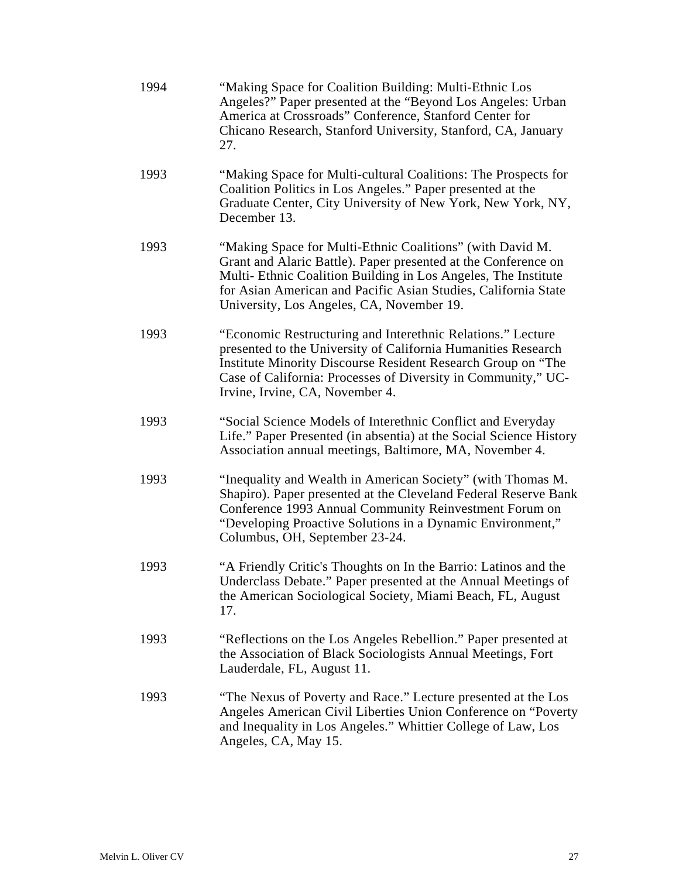1994 "Making Space for Coalition Building: Multi-Ethnic Los Angeles?" Paper presented at the "Beyond Los Angeles: Urban America at Crossroads" Conference, Stanford Center for Chicano Research, Stanford University, Stanford, CA, January 27.

1993 "Making Space for Multi-cultural Coalitions: The Prospects for Coalition Politics in Los Angeles." Paper presented at the Graduate Center, City University of New York, New York, NY, December 13.

1993 "Making Space for Multi-Ethnic Coalitions" (with David M. Grant and Alaric Battle). Paper presented at the Conference on Multi- Ethnic Coalition Building in Los Angeles, The Institute for Asian American and Pacific Asian Studies, California State University, Los Angeles, CA, November 19.

1993 "Economic Restructuring and Interethnic Relations." Lecture presented to the University of California Humanities Research Institute Minority Discourse Resident Research Group on "The Case of California: Processes of Diversity in Community," UC-Irvine, Irvine, CA, November 4.

1993 "Social Science Models of Interethnic Conflict and Everyday Life." Paper Presented (in absentia) at the Social Science History Association annual meetings, Baltimore, MA, November 4.

1993 "Inequality and Wealth in American Society" (with Thomas M. Shapiro). Paper presented at the Cleveland Federal Reserve Bank Conference 1993 Annual Community Reinvestment Forum on "Developing Proactive Solutions in a Dynamic Environment," Columbus, OH, September 23-24.

1993 "A Friendly Critic's Thoughts on In the Barrio: Latinos and the Underclass Debate." Paper presented at the Annual Meetings of the American Sociological Society, Miami Beach, FL, August 17.

1993 "Reflections on the Los Angeles Rebellion." Paper presented at the Association of Black Sociologists Annual Meetings, Fort Lauderdale, FL, August 11.

1993 "The Nexus of Poverty and Race." Lecture presented at the Los Angeles American Civil Liberties Union Conference on "Poverty and Inequality in Los Angeles." Whittier College of Law, Los Angeles, CA, May 15.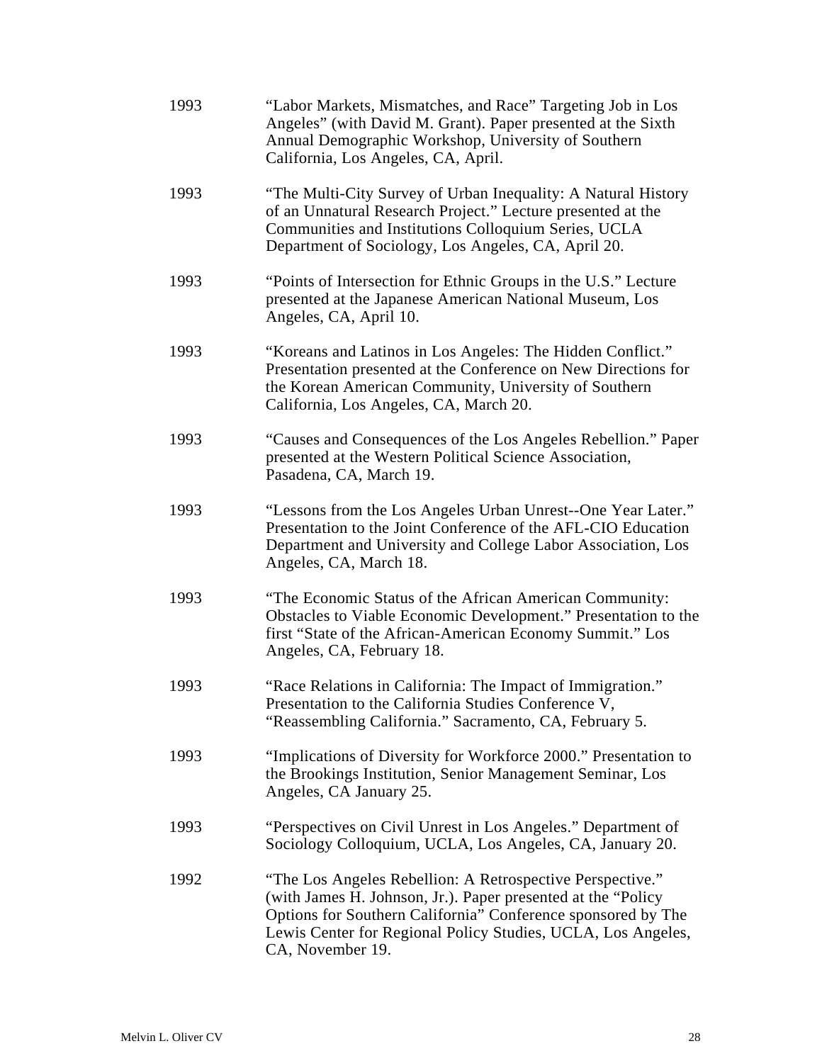1993 "Labor Markets, Mismatches, and Race" Targeting Job in Los Angeles" (with David M. Grant). Paper presented at the Sixth Annual Demographic Workshop, University of Southern California, Los Angeles, CA, April.

1993 "The Multi-City Survey of Urban Inequality: A Natural History of an Unnatural Research Project." Lecture presented at the Communities and Institutions Colloquium Series, UCLA Department of Sociology, Los Angeles, CA, April 20.

1993 "Points of Intersection for Ethnic Groups in the U.S." Lecture presented at the Japanese American National Museum, Los Angeles, CA, April 10.

1993 "Koreans and Latinos in Los Angeles: The Hidden Conflict." Presentation presented at the Conference on New Directions for the Korean American Community, University of Southern California, Los Angeles, CA, March 20.

1993 "Causes and Consequences of the Los Angeles Rebellion." Paper presented at the Western Political Science Association, Pasadena, CA, March 19.

1993 "Lessons from the Los Angeles Urban Unrest--One Year Later." Presentation to the Joint Conference of the AFL-CIO Education Department and University and College Labor Association, Los Angeles, CA, March 18.

1993 "The Economic Status of the African American Community: Obstacles to Viable Economic Development." Presentation to the first "State of the African-American Economy Summit." Los Angeles, CA, February 18.

1993 "Race Relations in California: The Impact of Immigration." Presentation to the California Studies Conference V, "Reassembling California." Sacramento, CA, February 5.

1993 "Implications of Diversity for Workforce 2000." Presentation to the Brookings Institution, Senior Management Seminar, Los Angeles, CA January 25.

1993 "Perspectives on Civil Unrest in Los Angeles." Department of Sociology Colloquium, UCLA, Los Angeles, CA, January 20.

1992 "The Los Angeles Rebellion: A Retrospective Perspective." (with James H. Johnson, Jr.). Paper presented at the "Policy Options for Southern California" Conference sponsored by The Lewis Center for Regional Policy Studies, UCLA, Los Angeles, CA, November 19.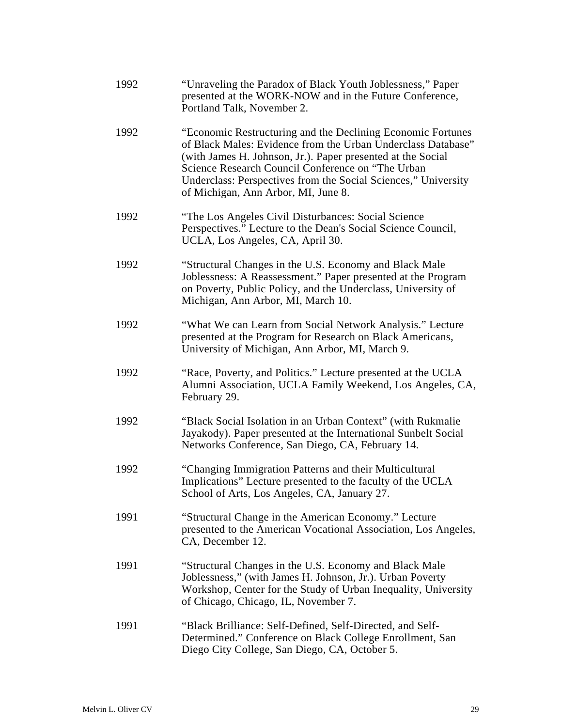1992 “Unraveling the Paradox of Black Youth Joblessness,” Paper presented at the WORK-NOW and in the Future Conference, Portland Talk, November 2.

1992 “Economic Restructuring and the Declining Economic Fortunes of Black Males: Evidence from the Urban Underclass Database” (with James H. Johnson, Jr.). Paper presented at the Social Science Research Council Conference on “The Urban Underclass: Perspectives from the Social Sciences,” University of Michigan, Ann Arbor, MI, June 8.

1992 “The Los Angeles Civil Disturbances: Social Science Perspectives.” Lecture to the Dean's Social Science Council, UCLA, Los Angeles, CA, April 30.

1992 “Structural Changes in the U.S. Economy and Black Male Joblessness: A Reassessment.” Paper presented at the Program on Poverty, Public Policy, and the Underclass, University of Michigan, Ann Arbor, MI, March 10.

1992 “What We can Learn from Social Network Analysis.” Lecture presented at the Program for Research on Black Americans, University of Michigan, Ann Arbor, MI, March 9.

1992 “Race, Poverty, and Politics.” Lecture presented at the UCLA Alumni Association, UCLA Family Weekend, Los Angeles, CA, February 29.

1992 “Black Social Isolation in an Urban Context” (with Rukmalie Jayakody). Paper presented at the International Sunbelt Social Networks Conference, San Diego, CA, February 14.

1992 “Changing Immigration Patterns and their Multicultural Implications” Lecture presented to the faculty of the UCLA School of Arts, Los Angeles, CA, January 27.

1991 “Structural Change in the American Economy.” Lecture presented to the American Vocational Association, Los Angeles, CA, December 12.

1991 “Structural Changes in the U.S. Economy and Black Male Joblessness,” (with James H. Johnson, Jr.). Urban Poverty Workshop, Center for the Study of Urban Inequality, University of Chicago, Chicago, IL, November 7.

1991 “Black Brilliance: Self-Defined, Self-Directed, and Self-Determined.” Conference on Black College Enrollment, San Diego City College, San Diego, CA, October 5.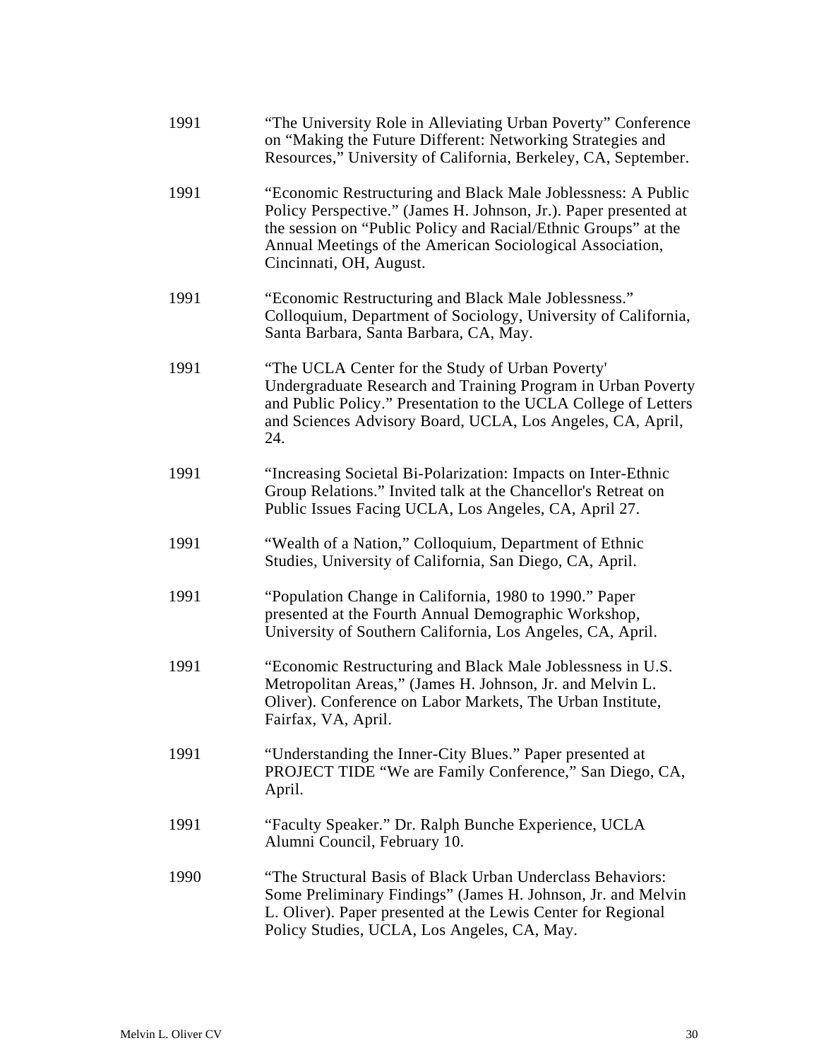1991 "The University Role in Alleviating Urban Poverty" Conference on "Making the Future Different: Networking Strategies and Resources," University of California, Berkeley, CA, September.

1991 "Economic Restructuring and Black Male Joblessness: A Public Policy Perspective." (James H. Johnson, Jr.). Paper presented at the session on "Public Policy and Racial/Ethnic Groups" at the Annual Meetings of the American Sociological Association, Cincinnati, OH, August.

1991 "Economic Restructuring and Black Male Joblessness." Colloquium, Department of Sociology, University of California, Santa Barbara, Santa Barbara, CA, May.

1991 "The UCLA Center for the Study of Urban Poverty' Undergraduate Research and Training Program in Urban Poverty and Public Policy." Presentation to the UCLA College of Letters and Sciences Advisory Board, UCLA, Los Angeles, CA, April, 24.

1991 "Increasing Societal Bi-Polarization: Impacts on Inter-Ethnic Group Relations." Invited talk at the Chancellor's Retreat on Public Issues Facing UCLA, Los Angeles, CA, April 27.

1991 "Wealth of a Nation," Colloquium, Department of Ethnic Studies, University of California, San Diego, CA, April.

1991 "Population Change in California, 1980 to 1990." Paper presented at the Fourth Annual Demographic Workshop, University of Southern California, Los Angeles, CA, April.

1991 "Economic Restructuring and Black Male Joblessness in U.S. Metropolitan Areas," (James H. Johnson, Jr. and Melvin L. Oliver). Conference on Labor Markets, The Urban Institute, Fairfax, VA, April.

1991 "Understanding the Inner-City Blues." Paper presented at PROJECT TIDE "We are Family Conference," San Diego, CA, April.

1991 "Faculty Speaker." Dr. Ralph Bunche Experience, UCLA Alumni Council, February 10.

1990 "The Structural Basis of Black Urban Underclass Behaviors: Some Preliminary Findings" (James H. Johnson, Jr. and Melvin L. Oliver). Paper presented at the Lewis Center for Regional Policy Studies, UCLA, Los Angeles, CA, May.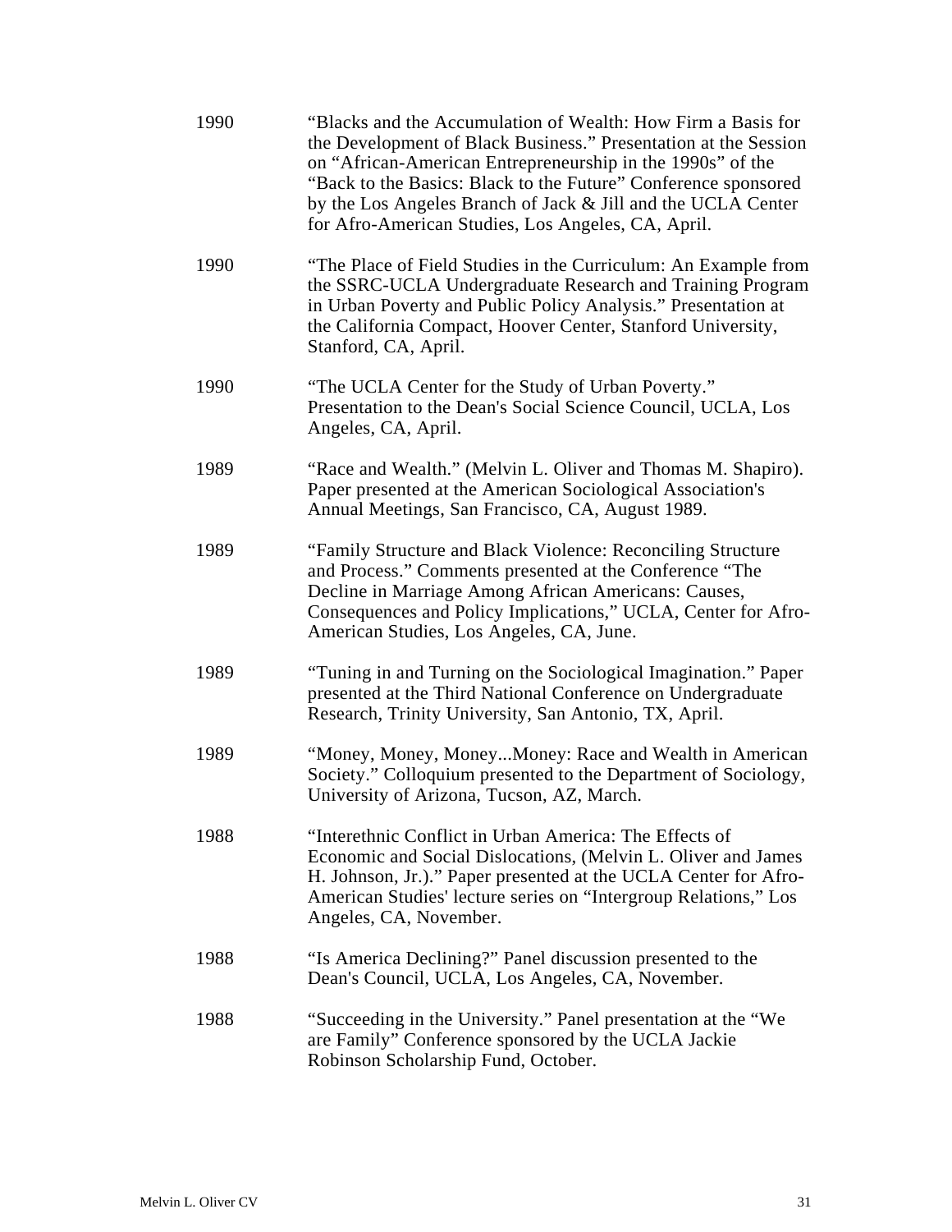1990 “Blacks and the Accumulation of Wealth: How Firm a Basis for the Development of Black Business.” Presentation at the Session on “African-American Entrepreneurship in the 1990s” of the “Back to the Basics: Black to the Future” Conference sponsored by the Los Angeles Branch of Jack & Jill and the UCLA Center for Afro-American Studies, Los Angeles, CA, April.

1990 “The Place of Field Studies in the Curriculum: An Example from the SSRC-UCLA Undergraduate Research and Training Program in Urban Poverty and Public Policy Analysis.” Presentation at the California Compact, Hoover Center, Stanford University, Stanford, CA, April.

1990 “The UCLA Center for the Study of Urban Poverty.” Presentation to the Dean's Social Science Council, UCLA, Los Angeles, CA, April.

1989 “Race and Wealth.” (Melvin L. Oliver and Thomas M. Shapiro). Paper presented at the American Sociological Association's Annual Meetings, San Francisco, CA, August 1989.

1989 “Family Structure and Black Violence: Reconciling Structure and Process.” Comments presented at the Conference “The Decline in Marriage Among African Americans: Causes, Consequences and Policy Implications,” UCLA, Center for Afro-American Studies, Los Angeles, CA, June.

1989 “Tuning in and Turning on the Sociological Imagination.” Paper presented at the Third National Conference on Undergraduate Research, Trinity University, San Antonio, TX, April.

1989 “Money, Money, Money...Money: Race and Wealth in American Society.” Colloquium presented to the Department of Sociology, University of Arizona, Tucson, AZ, March.

1988 “Interethnic Conflict in Urban America: The Effects of Economic and Social Dislocations, (Melvin L. Oliver and James H. Johnson, Jr.).” Paper presented at the UCLA Center for Afro-American Studies' lecture series on “Intergroup Relations,” Los Angeles, CA, November.

1988 “Is America Declining?” Panel discussion presented to the Dean's Council, UCLA, Los Angeles, CA, November.

1988 “Succeeding in the University.” Panel presentation at the “We are Family” Conference sponsored by the UCLA Jackie Robinson Scholarship Fund, October.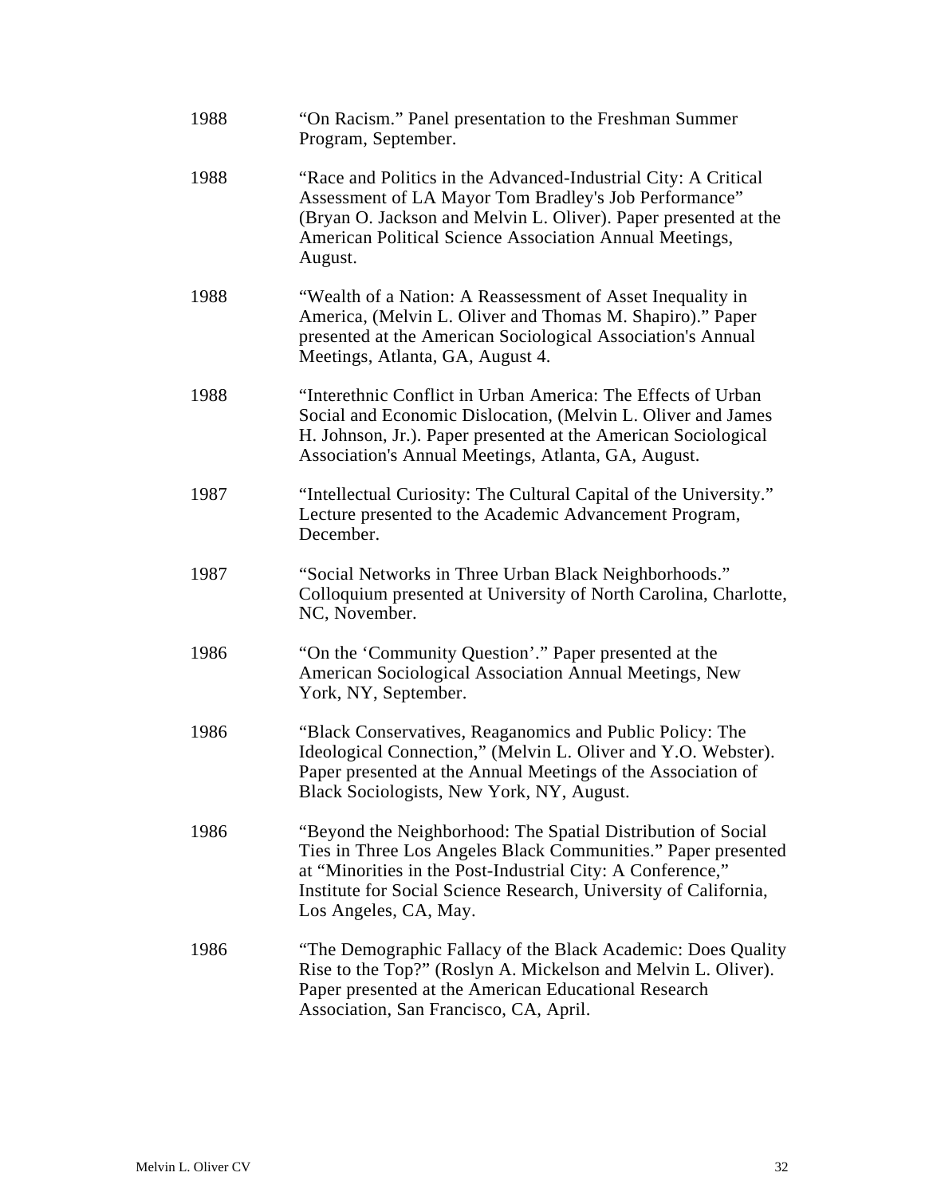1988 “On Racism.” Panel presentation to the Freshman Summer Program, September.

1988 “Race and Politics in the Advanced-Industrial City: A Critical Assessment of LA Mayor Tom Bradley's Job Performance” (Bryan O. Jackson and Melvin L. Oliver). Paper presented at the American Political Science Association Annual Meetings, August.

1988 “Wealth of a Nation: A Reassessment of Asset Inequality in America, (Melvin L. Oliver and Thomas M. Shapiro).” Paper presented at the American Sociological Association's Annual Meetings, Atlanta, GA, August 4.

1988 “Interethnic Conflict in Urban America: The Effects of Urban Social and Economic Dislocation, (Melvin L. Oliver and James H. Johnson, Jr.). Paper presented at the American Sociological Association's Annual Meetings, Atlanta, GA, August.

1987 “Intellectual Curiosity: The Cultural Capital of the University.” Lecture presented to the Academic Advancement Program, December.

1987 “Social Networks in Three Urban Black Neighborhoods.” Colloquium presented at University of North Carolina, Charlotte, NC, November.

1986 “On the ‘Community Question’.” Paper presented at the American Sociological Association Annual Meetings, New York, NY, September.

1986 “Black Conservatives, Reaganomics and Public Policy: The Ideological Connection,” (Melvin L. Oliver and Y.O. Webster). Paper presented at the Annual Meetings of the Association of Black Sociologists, New York, NY, August.

1986 “Beyond the Neighborhood: The Spatial Distribution of Social Ties in Three Los Angeles Black Communities.” Paper presented at “Minorities in the Post-Industrial City: A Conference,” Institute for Social Science Research, University of California, Los Angeles, CA, May.

1986 “The Demographic Fallacy of the Black Academic: Does Quality Rise to the Top?” (Roslyn A. Mickelson and Melvin L. Oliver). Paper presented at the American Educational Research Association, San Francisco, CA, April.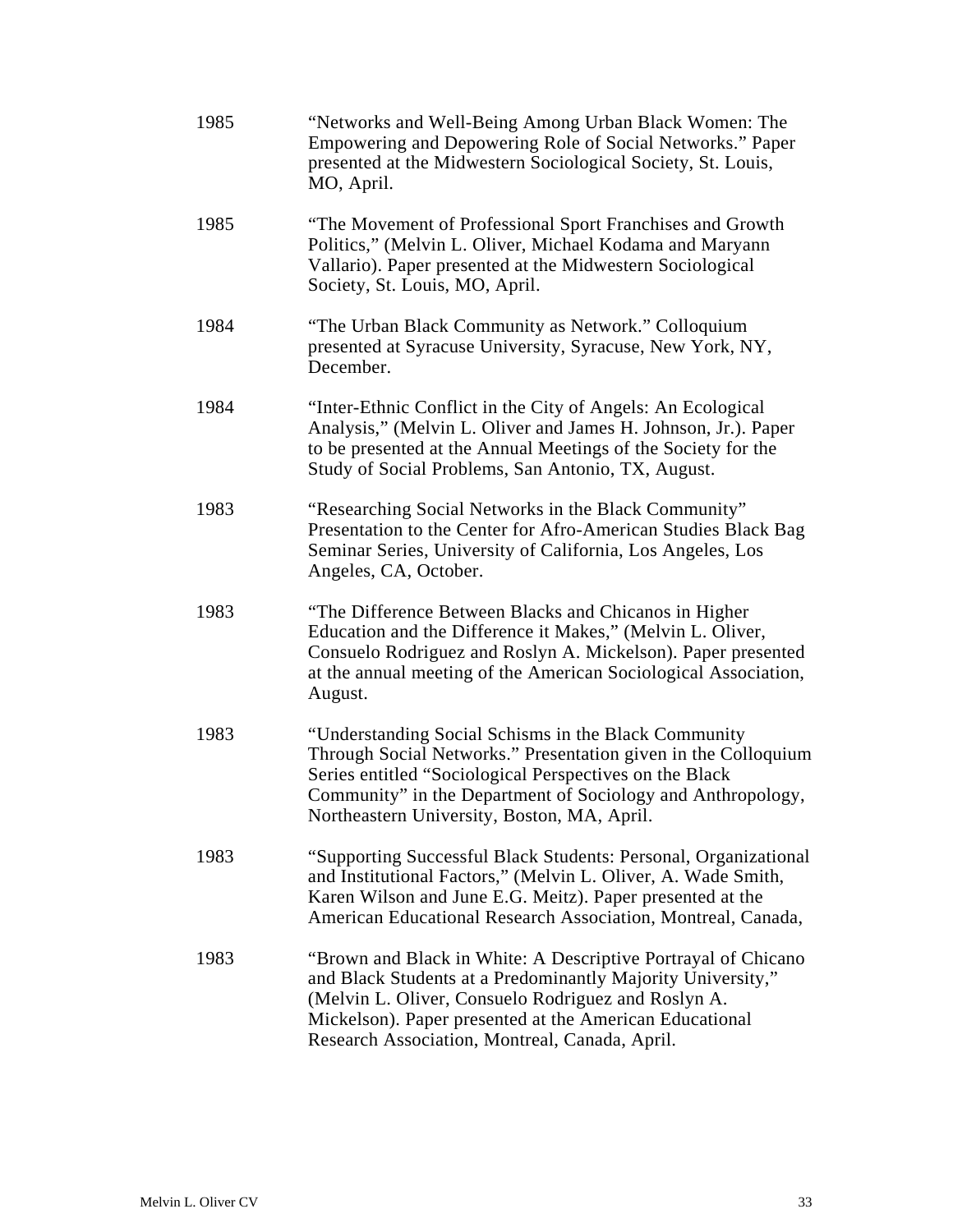1985 "Networks and Well-Being Among Urban Black Women: The Empowering and Depowering Role of Social Networks." Paper presented at the Midwestern Sociological Society, St. Louis, MO, April.

1985 "The Movement of Professional Sport Franchises and Growth Politics," (Melvin L. Oliver, Michael Kodama and Maryann Vallario). Paper presented at the Midwestern Sociological Society, St. Louis, MO, April.

1984 "The Urban Black Community as Network." Colloquium presented at Syracuse University, Syracuse, New York, NY, December.

1984 "Inter-Ethnic Conflict in the City of Angels: An Ecological Analysis," (Melvin L. Oliver and James H. Johnson, Jr.). Paper to be presented at the Annual Meetings of the Society for the Study of Social Problems, San Antonio, TX, August.

1983 "Researching Social Networks in the Black Community" Presentation to the Center for Afro-American Studies Black Bag Seminar Series, University of California, Los Angeles, Los Angeles, CA, October.

1983 "The Difference Between Blacks and Chicanos in Higher Education and the Difference it Makes," (Melvin L. Oliver, Consuelo Rodriguez and Roslyn A. Mickelson). Paper presented at the annual meeting of the American Sociological Association, August.

1983 "Understanding Social Schisms in the Black Community Through Social Networks." Presentation given in the Colloquium Series entitled "Sociological Perspectives on the Black Community" in the Department of Sociology and Anthropology, Northeastern University, Boston, MA, April.

1983 "Supporting Successful Black Students: Personal, Organizational and Institutional Factors," (Melvin L. Oliver, A. Wade Smith, Karen Wilson and June E.G. Meitz). Paper presented at the American Educational Research Association, Montreal, Canada,

1983 "Brown and Black in White: A Descriptive Portrayal of Chicano and Black Students at a Predominantly Majority University," (Melvin L. Oliver, Consuelo Rodriguez and Roslyn A. Mickelson). Paper presented at the American Educational Research Association, Montreal, Canada, April.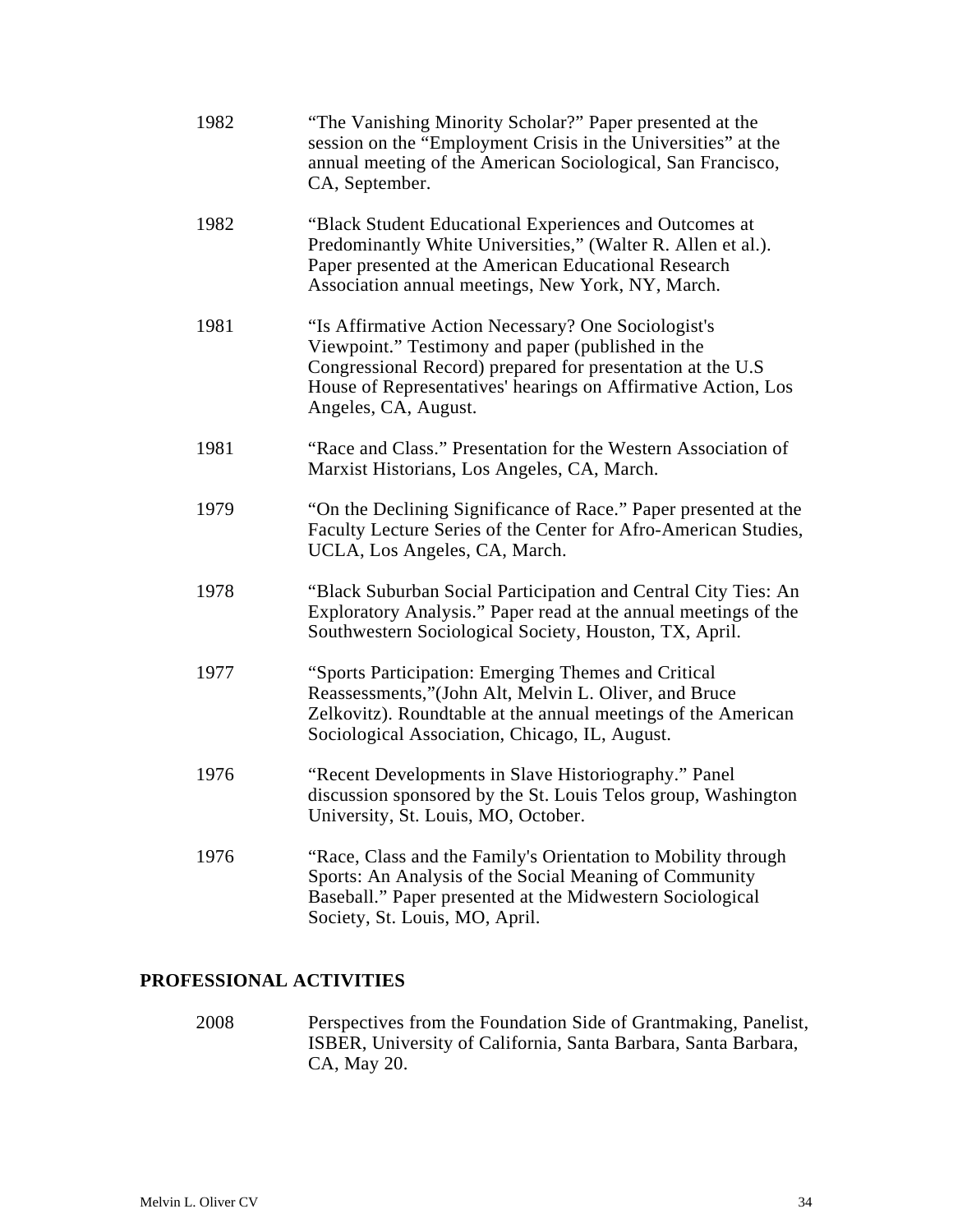1982 "The Vanishing Minority Scholar?" Paper presented at the session on the "Employment Crisis in the Universities" at the annual meeting of the American Sociological, San Francisco, CA, September.

1982 "Black Student Educational Experiences and Outcomes at Predominantly White Universities," (Walter R. Allen et al.). Paper presented at the American Educational Research Association annual meetings, New York, NY, March.

1981 "Is Affirmative Action Necessary? One Sociologist's Viewpoint." Testimony and paper (published in the Congressional Record) prepared for presentation at the U.S House of Representatives' hearings on Affirmative Action, Los Angeles, CA, August.

1981 "Race and Class." Presentation for the Western Association of Marxist Historians, Los Angeles, CA, March.

1979 "On the Declining Significance of Race." Paper presented at the Faculty Lecture Series of the Center for Afro-American Studies, UCLA, Los Angeles, CA, March.

1978 "Black Suburban Social Participation and Central City Ties: An Exploratory Analysis." Paper read at the annual meetings of the Southwestern Sociological Society, Houston, TX, April.

1977 "Sports Participation: Emerging Themes and Critical Reassessments,"(John Alt, Melvin L. Oliver, and Bruce Zelkovitz). Roundtable at the annual meetings of the American Sociological Association, Chicago, IL, August.

1976 "Recent Developments in Slave Historiography." Panel discussion sponsored by the St. Louis Telos group, Washington University, St. Louis, MO, October.

1976 "Race, Class and the Family's Orientation to Mobility through Sports: An Analysis of the Social Meaning of Community Baseball." Paper presented at the Midwestern Sociological Society, St. Louis, MO, April.

## PROFESSIONAL ACTIVITIES

2008 Perspectives from the Foundation Side of Grantmaking, Panelist, ISBER, University of California, Santa Barbara, Santa Barbara, CA, May 20.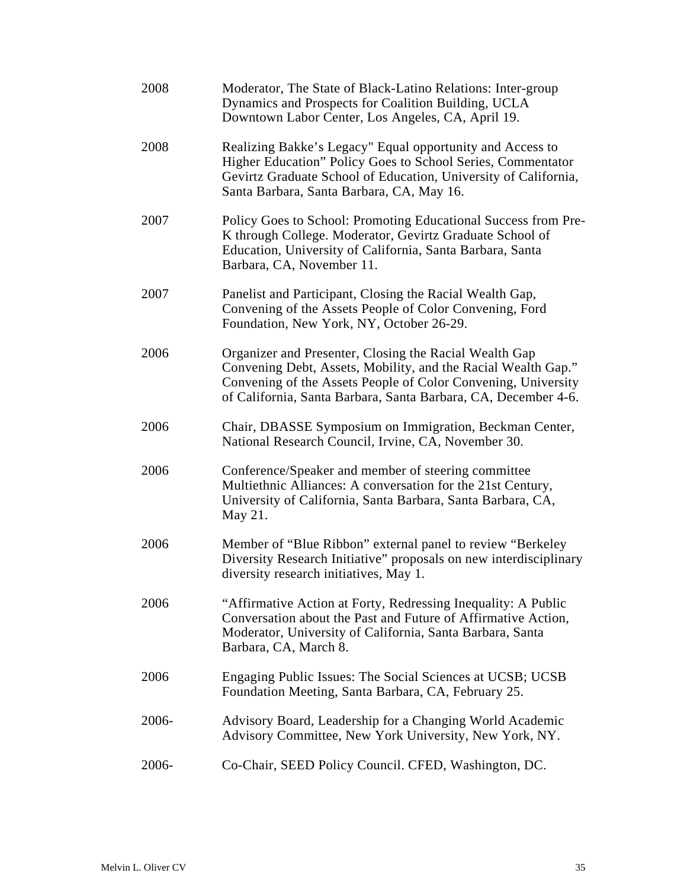| | |
|---|---|
| 2008 | Moderator, The State of Black-Latino Relations: Inter-group Dynamics and Prospects for Coalition Building, UCLA Downtown Labor Center, Los Angeles, CA, April 19. |
| 2008 | Realizing Bakke's Legacy" Equal opportunity and Access to Higher Education" Policy Goes to School Series, Commentator Gevirtz Graduate School of Education, University of California, Santa Barbara, Santa Barbara, CA, May 16. |
| 2007 | Policy Goes to School: Promoting Educational Success from Pre-K through College. Moderator, Gevirtz Graduate School of Education, University of California, Santa Barbara, Santa Barbara, CA, November 11. |
| 2007 | Panelist and Participant, Closing the Racial Wealth Gap, Convening of the Assets People of Color Convening, Ford Foundation, New York, NY, October 26-29. |
| 2006 | Organizer and Presenter, Closing the Racial Wealth Gap Convening Debt, Assets, Mobility, and the Racial Wealth Gap." Convening of the Assets People of Color Convening, University of California, Santa Barbara, Santa Barbara, CA, December 4-6. |
| 2006 | Chair, DBASSE Symposium on Immigration, Beckman Center, National Research Council, Irvine, CA, November 30. |
| 2006 | Conference/Speaker and member of steering committee Multiethnic Alliances: A conversation for the 21st Century, University of California, Santa Barbara, Santa Barbara, CA, May 21. |
| 2006 | Member of "Blue Ribbon" external panel to review "Berkeley Diversity Research Initiative" proposals on new interdisciplinary diversity research initiatives, May 1. |
| 2006 | "Affirmative Action at Forty, Redressing Inequality: A Public Conversation about the Past and Future of Affirmative Action, Moderator, University of California, Santa Barbara, Santa Barbara, CA, March 8. |
| 2006 | Engaging Public Issues: The Social Sciences at UCSB; UCSB Foundation Meeting, Santa Barbara, CA, February 25. |
| 2006- | Advisory Board, Leadership for a Changing World Academic Advisory Committee, New York University, New York, NY. |
| 2006- | Co-Chair, SEED Policy Council. CFED, Washington, DC. |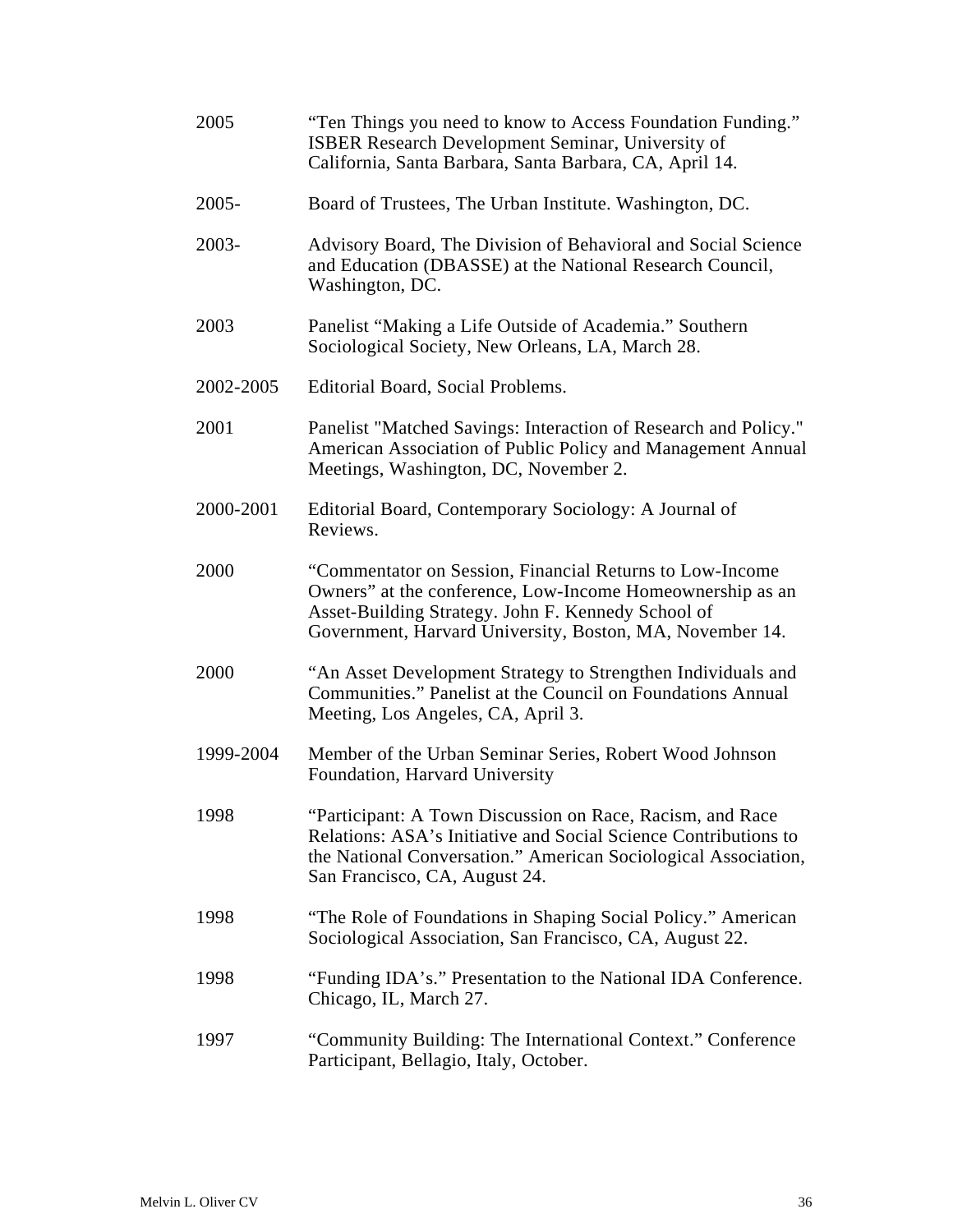| | |
|---|---|
| 2005 | "Ten Things you need to know to Access Foundation Funding." ISBER Research Development Seminar, University of California, Santa Barbara, Santa Barbara, CA, April 14. |
| 2005- | Board of Trustees, The Urban Institute. Washington, DC. |
| 2003- | Advisory Board, The Division of Behavioral and Social Science and Education (DBASSE) at the National Research Council, Washington, DC. |
| 2003 | Panelist "Making a Life Outside of Academia." Southern Sociological Society, New Orleans, LA, March 28. |
| 2002-2005 | Editorial Board, Social Problems. |
| 2001 | Panelist "Matched Savings: Interaction of Research and Policy." American Association of Public Policy and Management Annual Meetings, Washington, DC, November 2. |
| 2000-2001 | Editorial Board, Contemporary Sociology: A Journal of Reviews. |
| 2000 | "Commentator on Session, Financial Returns to Low-Income Owners" at the conference, Low-Income Homeownership as an Asset-Building Strategy. John F. Kennedy School of Government, Harvard University, Boston, MA, November 14. |
| 2000 | "An Asset Development Strategy to Strengthen Individuals and Communities." Panelist at the Council on Foundations Annual Meeting, Los Angeles, CA, April 3. |
| 1999-2004 | Member of the Urban Seminar Series, Robert Wood Johnson Foundation, Harvard University |
| 1998 | "Participant: A Town Discussion on Race, Racism, and Race Relations: ASA's Initiative and Social Science Contributions to the National Conversation." American Sociological Association, San Francisco, CA, August 24. |
| 1998 | "The Role of Foundations in Shaping Social Policy." American Sociological Association, San Francisco, CA, August 22. |
| 1998 | "Funding IDA's." Presentation to the National IDA Conference. Chicago, IL, March 27. |
| 1997 | "Community Building: The International Context." Conference Participant, Bellagio, Italy, October. |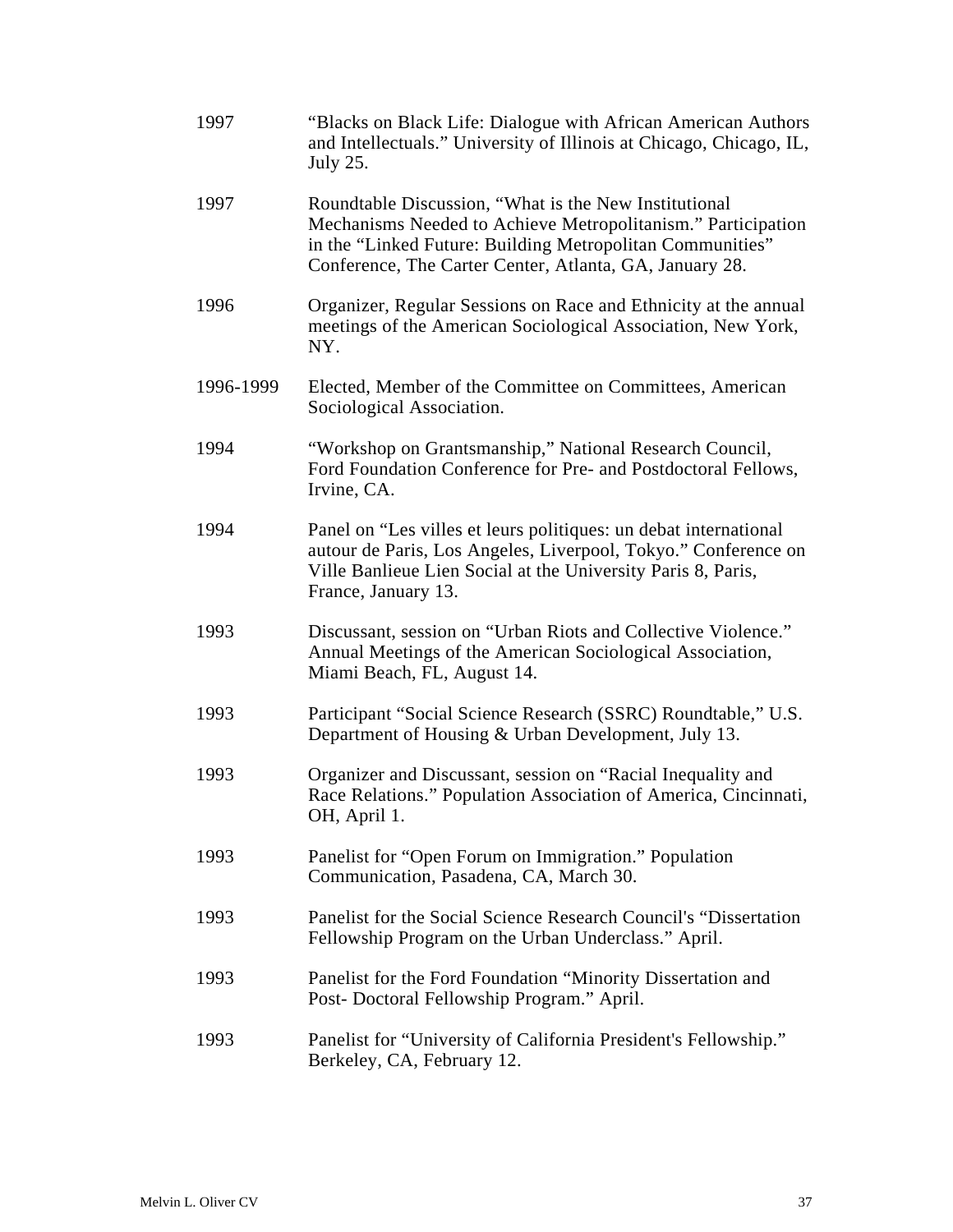| | |
|---|---|
| 1997 | "Blacks on Black Life: Dialogue with African American Authors and Intellectuals." University of Illinois at Chicago, Chicago, IL, July 25. |
| 1997 | Roundtable Discussion, "What is the New Institutional Mechanisms Needed to Achieve Metropolitanism." Participation in the "Linked Future: Building Metropolitan Communities" Conference, The Carter Center, Atlanta, GA, January 28. |
| 1996 | Organizer, Regular Sessions on Race and Ethnicity at the annual meetings of the American Sociological Association, New York, NY. |
| 1996-1999 | Elected, Member of the Committee on Committees, American Sociological Association. |
| 1994 | "Workshop on Grantsmanship," National Research Council, Ford Foundation Conference for Pre- and Postdoctoral Fellows, Irvine, CA. |
| 1994 | Panel on "Les villes et leurs politiques: un debat international autour de Paris, Los Angeles, Liverpool, Tokyo." Conference on Ville Banlieue Lien Social at the University Paris 8, Paris, France, January 13. |
| 1993 | Discussant, session on "Urban Riots and Collective Violence." Annual Meetings of the American Sociological Association, Miami Beach, FL, August 14. |
| 1993 | Participant "Social Science Research (SSRC) Roundtable," U.S. Department of Housing & Urban Development, July 13. |
| 1993 | Organizer and Discussant, session on "Racial Inequality and Race Relations." Population Association of America, Cincinnati, OH, April 1. |
| 1993 | Panelist for "Open Forum on Immigration." Population Communication, Pasadena, CA, March 30. |
| 1993 | Panelist for the Social Science Research Council's "Dissertation Fellowship Program on the Urban Underclass." April. |
| 1993 | Panelist for the Ford Foundation "Minority Dissertation and Post- Doctoral Fellowship Program." April. |
| 1993 | Panelist for "University of California President's Fellowship." Berkeley, CA, February 12. |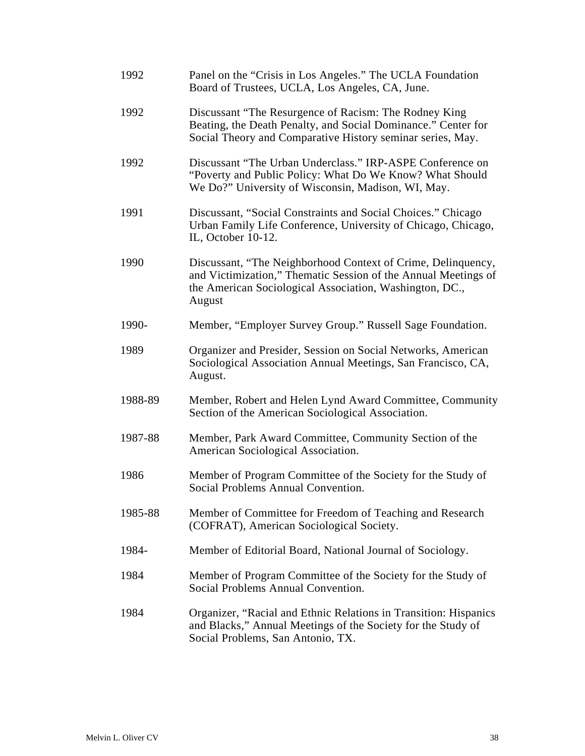1992 Panel on the "Crisis in Los Angeles." The UCLA Foundation Board of Trustees, UCLA, Los Angeles, CA, June.

1992 Discussant "The Resurgence of Racism: The Rodney King Beating, the Death Penalty, and Social Dominance." Center for Social Theory and Comparative History seminar series, May.

1992 Discussant "The Urban Underclass." IRP-ASPE Conference on "Poverty and Public Policy: What Do We Know? What Should We Do?" University of Wisconsin, Madison, WI, May.

1991 Discussant, "Social Constraints and Social Choices." Chicago Urban Family Life Conference, University of Chicago, Chicago, IL, October 10-12.

1990 Discussant, "The Neighborhood Context of Crime, Delinquency, and Victimization," Thematic Session of the Annual Meetings of the American Sociological Association, Washington, DC., August

1990- Member, "Employer Survey Group." Russell Sage Foundation.

1989 Organizer and Presider, Session on Social Networks, American Sociological Association Annual Meetings, San Francisco, CA, August.

1988-89 Member, Robert and Helen Lynd Award Committee, Community Section of the American Sociological Association.

1987-88 Member, Park Award Committee, Community Section of the American Sociological Association.

1986 Member of Program Committee of the Society for the Study of Social Problems Annual Convention.

1985-88 Member of Committee for Freedom of Teaching and Research (COFRAT), American Sociological Society.

1984- Member of Editorial Board, National Journal of Sociology.

1984 Member of Program Committee of the Society for the Study of Social Problems Annual Convention.

1984 Organizer, "Racial and Ethnic Relations in Transition: Hispanics and Blacks," Annual Meetings of the Society for the Study of Social Problems, San Antonio, TX.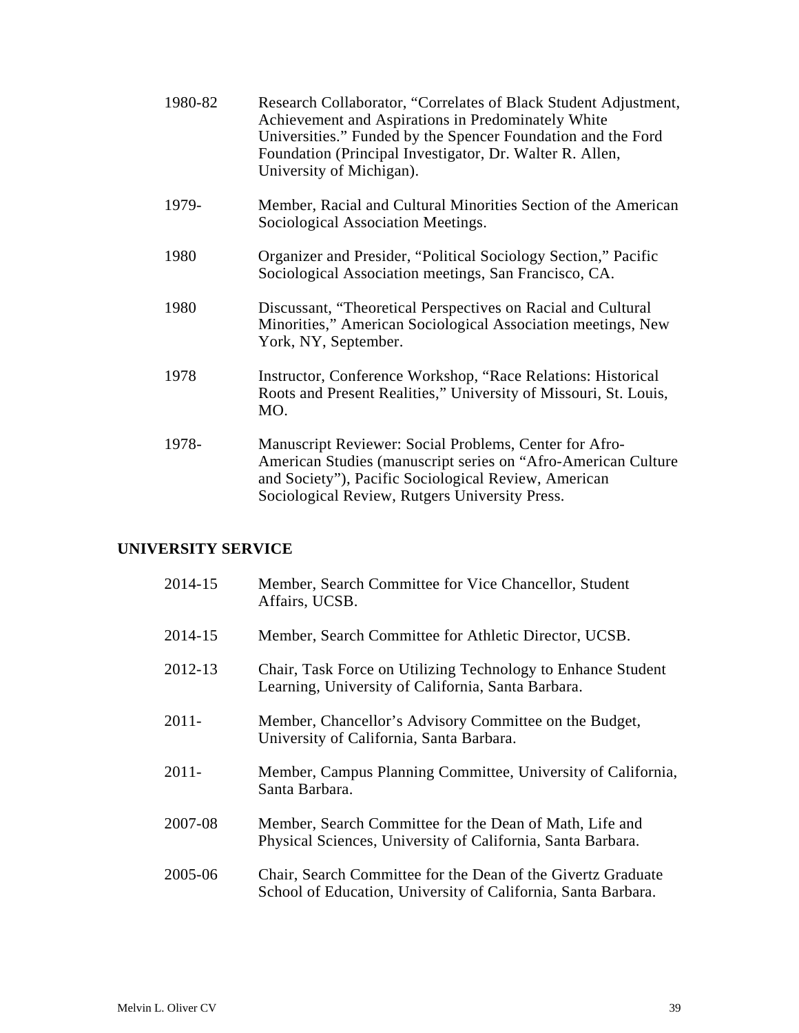1980-82 Research Collaborator, “Correlates of Black Student Adjustment, Achievement and Aspirations in Predominately White Universities.” Funded by the Spencer Foundation and the Ford Foundation (Principal Investigator, Dr. Walter R. Allen, University of Michigan).

1979- Member, Racial and Cultural Minorities Section of the American Sociological Association Meetings.

1980 Organizer and Presider, “Political Sociology Section,” Pacific Sociological Association meetings, San Francisco, CA.

1980 Discussant, “Theoretical Perspectives on Racial and Cultural Minorities,” American Sociological Association meetings, New York, NY, September.

1978 Instructor, Conference Workshop, “Race Relations: Historical Roots and Present Realities,” University of Missouri, St. Louis, MO.

1978- Manuscript Reviewer: Social Problems, Center for Afro-American Studies (manuscript series on “Afro-American Culture and Society”), Pacific Sociological Review, American Sociological Review, Rutgers University Press.

## UNIVERSITY SERVICE

2014-15 Member, Search Committee for Vice Chancellor, Student Affairs, UCSB.

2014-15 Member, Search Committee for Athletic Director, UCSB.

2012-13 Chair, Task Force on Utilizing Technology to Enhance Student Learning, University of California, Santa Barbara.

2011- Member, Chancellor’s Advisory Committee on the Budget, University of California, Santa Barbara.

2011- Member, Campus Planning Committee, University of California, Santa Barbara.

2007-08 Member, Search Committee for the Dean of Math, Life and Physical Sciences, University of California, Santa Barbara.

2005-06 Chair, Search Committee for the Dean of the Givertz Graduate School of Education, University of California, Santa Barbara.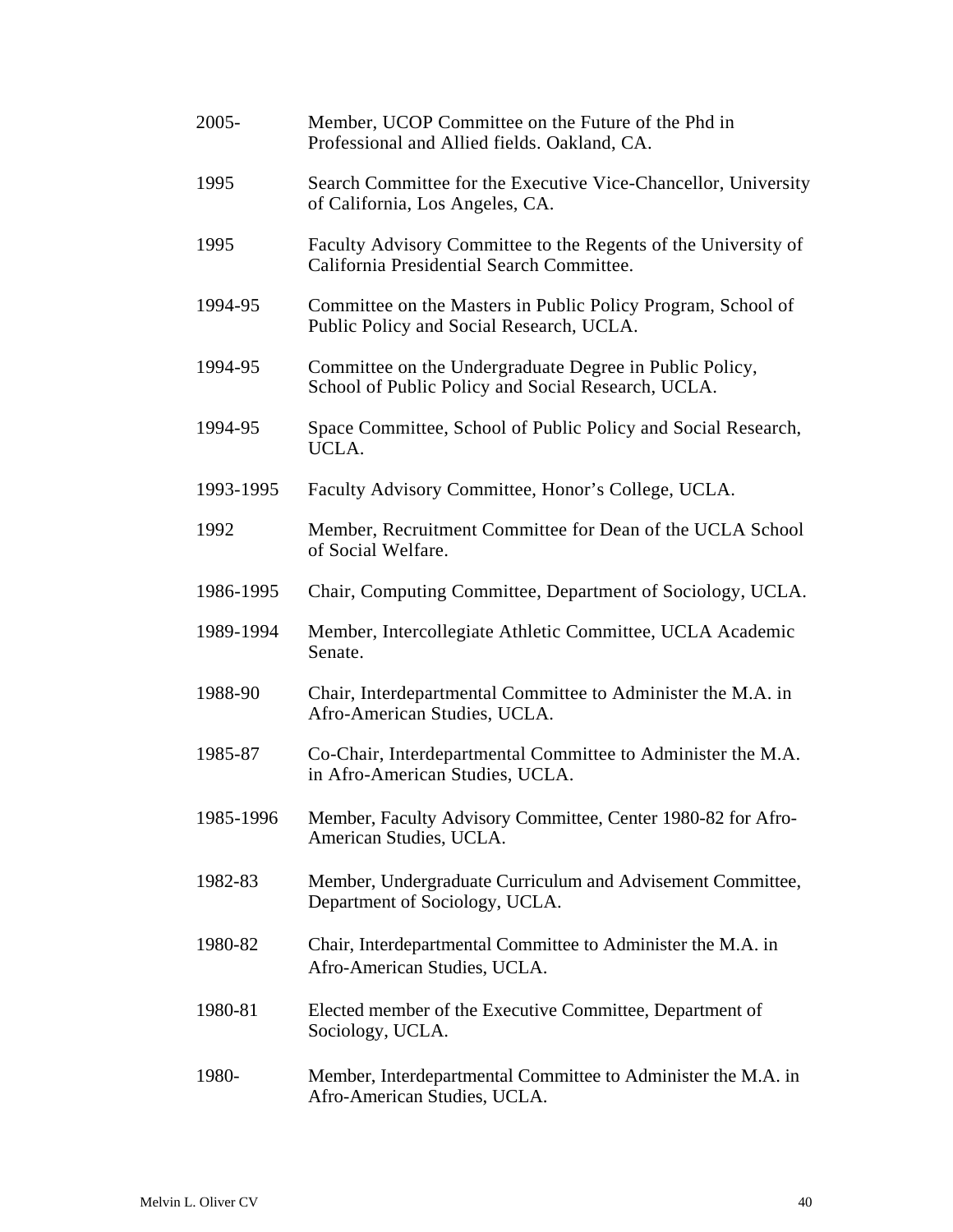| | |
|---|---|
| 2005- | Member, UCOP Committee on the Future of the Phd in Professional and Allied fields. Oakland, CA. |
| 1995 | Search Committee for the Executive Vice-Chancellor, University of California, Los Angeles, CA. |
| 1995 | Faculty Advisory Committee to the Regents of the University of California Presidential Search Committee. |
| 1994-95 | Committee on the Masters in Public Policy Program, School of Public Policy and Social Research, UCLA. |
| 1994-95 | Committee on the Undergraduate Degree in Public Policy, School of Public Policy and Social Research, UCLA. |
| 1994-95 | Space Committee, School of Public Policy and Social Research, UCLA. |
| 1993-1995 | Faculty Advisory Committee, Honor's College, UCLA. |
| 1992 | Member, Recruitment Committee for Dean of the UCLA School of Social Welfare. |
| 1986-1995 | Chair, Computing Committee, Department of Sociology, UCLA. |
| 1989-1994 | Member, Intercollegiate Athletic Committee, UCLA Academic Senate. |
| 1988-90 | Chair, Interdepartmental Committee to Administer the M.A. in Afro-American Studies, UCLA. |
| 1985-87 | Co-Chair, Interdepartmental Committee to Administer the M.A. in Afro-American Studies, UCLA. |
| 1985-1996 | Member, Faculty Advisory Committee, Center 1980-82 for Afro-American Studies, UCLA. |
| 1982-83 | Member, Undergraduate Curriculum and Advisement Committee, Department of Sociology, UCLA. |
| 1980-82 | Chair, Interdepartmental Committee to Administer the M.A. in Afro-American Studies, UCLA. |
| 1980-81 | Elected member of the Executive Committee, Department of Sociology, UCLA. |
| 1980- | Member, Interdepartmental Committee to Administer the M.A. in Afro-American Studies, UCLA. |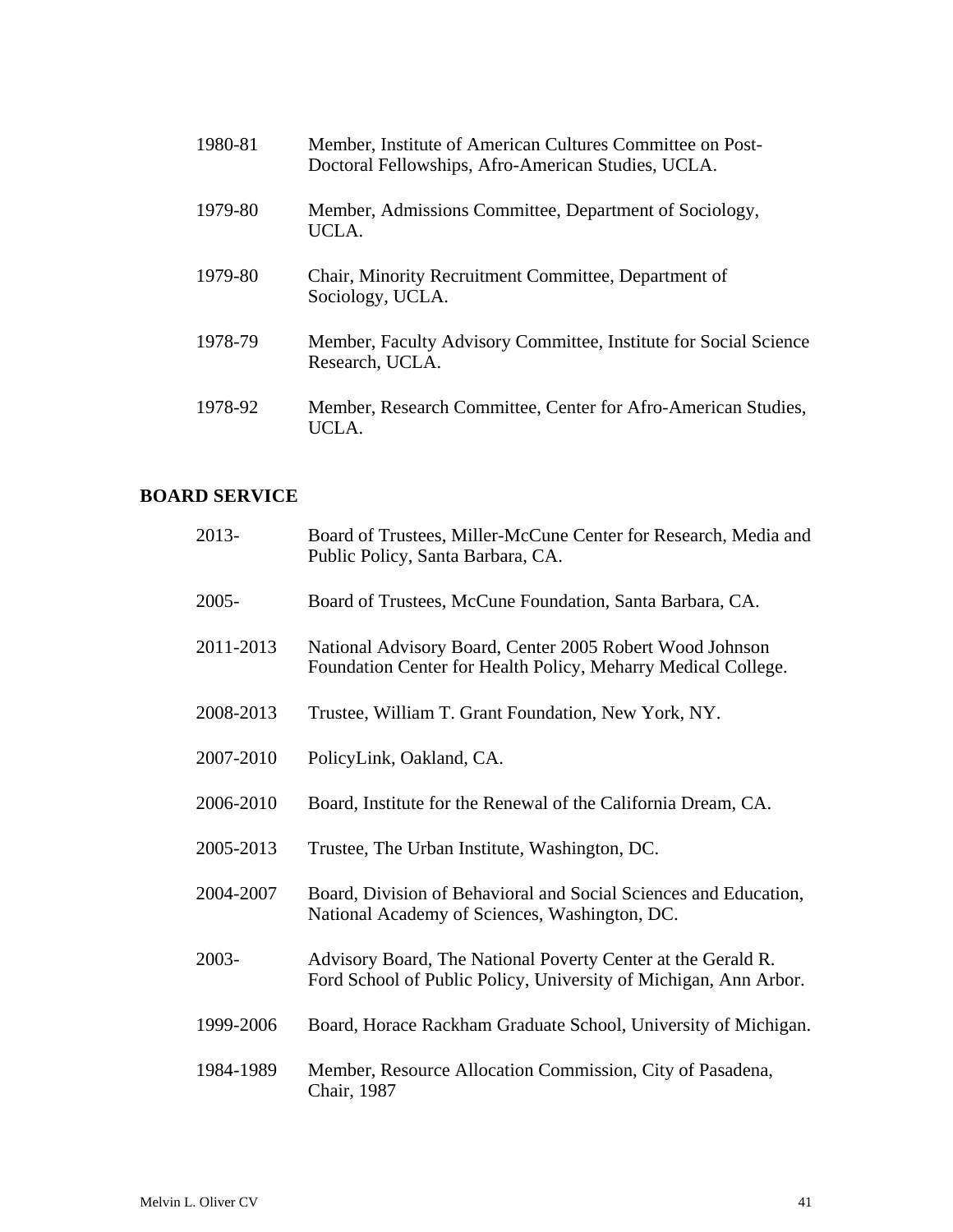1980-81 Member, Institute of American Cultures Committee on Post-Doctoral Fellowships, Afro-American Studies, UCLA.

1979-80 Member, Admissions Committee, Department of Sociology, UCLA.

1979-80 Chair, Minority Recruitment Committee, Department of Sociology, UCLA.

1978-79 Member, Faculty Advisory Committee, Institute for Social Science Research, UCLA.

1978-92 Member, Research Committee, Center for Afro-American Studies, UCLA.

## BOARD SERVICE

2013- Board of Trustees, Miller-McCune Center for Research, Media and Public Policy, Santa Barbara, CA.

2005- Board of Trustees, McCune Foundation, Santa Barbara, CA.

2011-2013 National Advisory Board, Center 2005 Robert Wood Johnson Foundation Center for Health Policy, Meharry Medical College.

2008-2013 Trustee, William T. Grant Foundation, New York, NY.

2007-2010 PolicyLink, Oakland, CA.

2006-2010 Board, Institute for the Renewal of the California Dream, CA.

2005-2013 Trustee, The Urban Institute, Washington, DC.

2004-2007 Board, Division of Behavioral and Social Sciences and Education, National Academy of Sciences, Washington, DC.

2003- Advisory Board, The National Poverty Center at the Gerald R. Ford School of Public Policy, University of Michigan, Ann Arbor.

1999-2006 Board, Horace Rackham Graduate School, University of Michigan.

1984-1989 Member, Resource Allocation Commission, City of Pasadena, Chair, 1987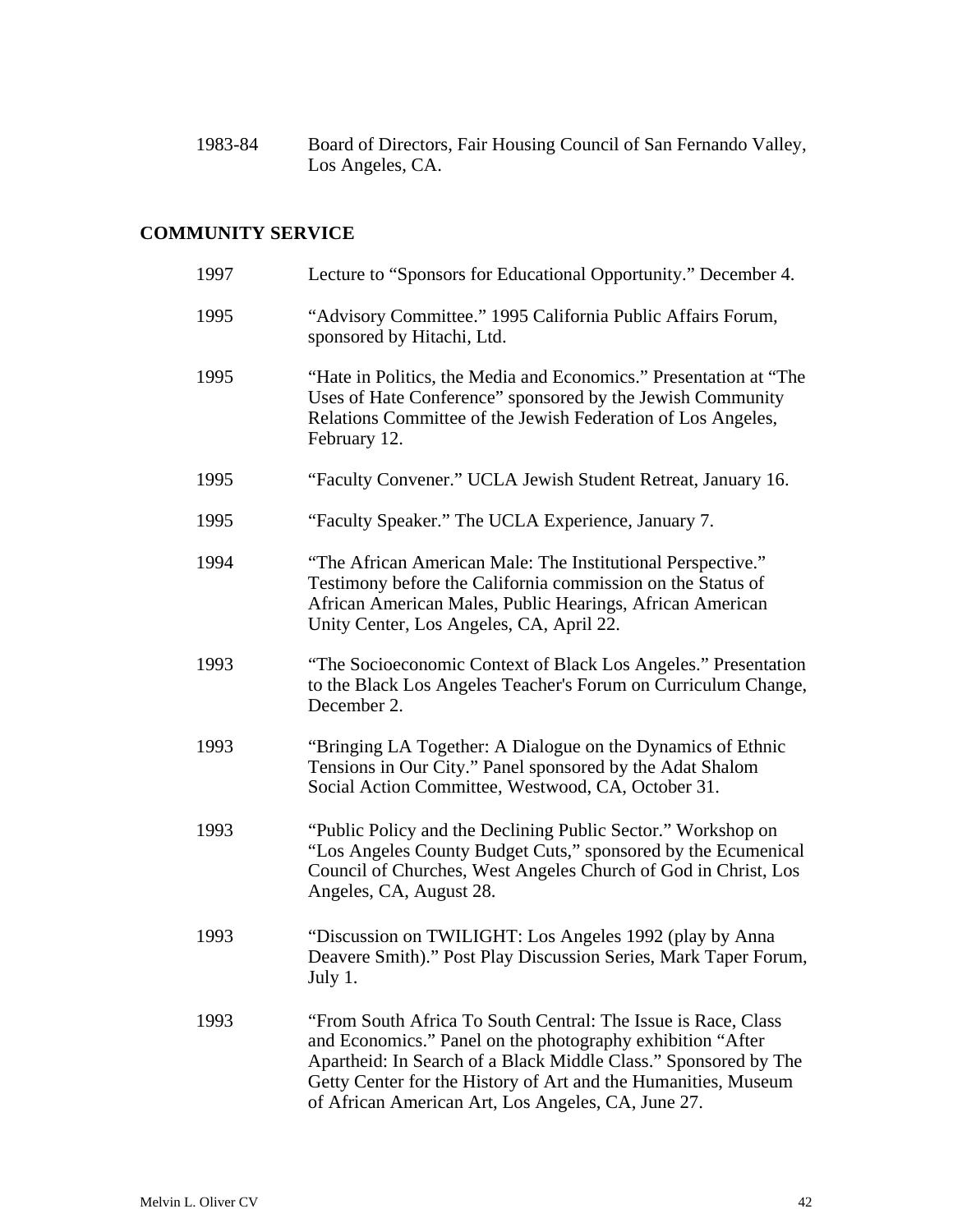1983-84 Board of Directors, Fair Housing Council of San Fernando Valley, Los Angeles, CA.

## COMMUNITY SERVICE

1997 Lecture to "Sponsors for Educational Opportunity." December 4.

1995 "Advisory Committee." 1995 California Public Affairs Forum, sponsored by Hitachi, Ltd.

1995 "Hate in Politics, the Media and Economics." Presentation at "The Uses of Hate Conference" sponsored by the Jewish Community Relations Committee of the Jewish Federation of Los Angeles, February 12.

1995 "Faculty Convener." UCLA Jewish Student Retreat, January 16.

1995 "Faculty Speaker." The UCLA Experience, January 7.

1994 "The African American Male: The Institutional Perspective." Testimony before the California commission on the Status of African American Males, Public Hearings, African American Unity Center, Los Angeles, CA, April 22.

1993 "The Socioeconomic Context of Black Los Angeles." Presentation to the Black Los Angeles Teacher's Forum on Curriculum Change, December 2.

1993 "Bringing LA Together: A Dialogue on the Dynamics of Ethnic Tensions in Our City." Panel sponsored by the Adat Shalom Social Action Committee, Westwood, CA, October 31.

1993 "Public Policy and the Declining Public Sector." Workshop on "Los Angeles County Budget Cuts," sponsored by the Ecumenical Council of Churches, West Angeles Church of God in Christ, Los Angeles, CA, August 28.

1993 "Discussion on TWILIGHT: Los Angeles 1992 (play by Anna Deavere Smith)." Post Play Discussion Series, Mark Taper Forum, July 1.

1993 "From South Africa To South Central: The Issue is Race, Class and Economics." Panel on the photography exhibition "After Apartheid: In Search of a Black Middle Class." Sponsored by The Getty Center for the History of Art and the Humanities, Museum of African American Art, Los Angeles, CA, June 27.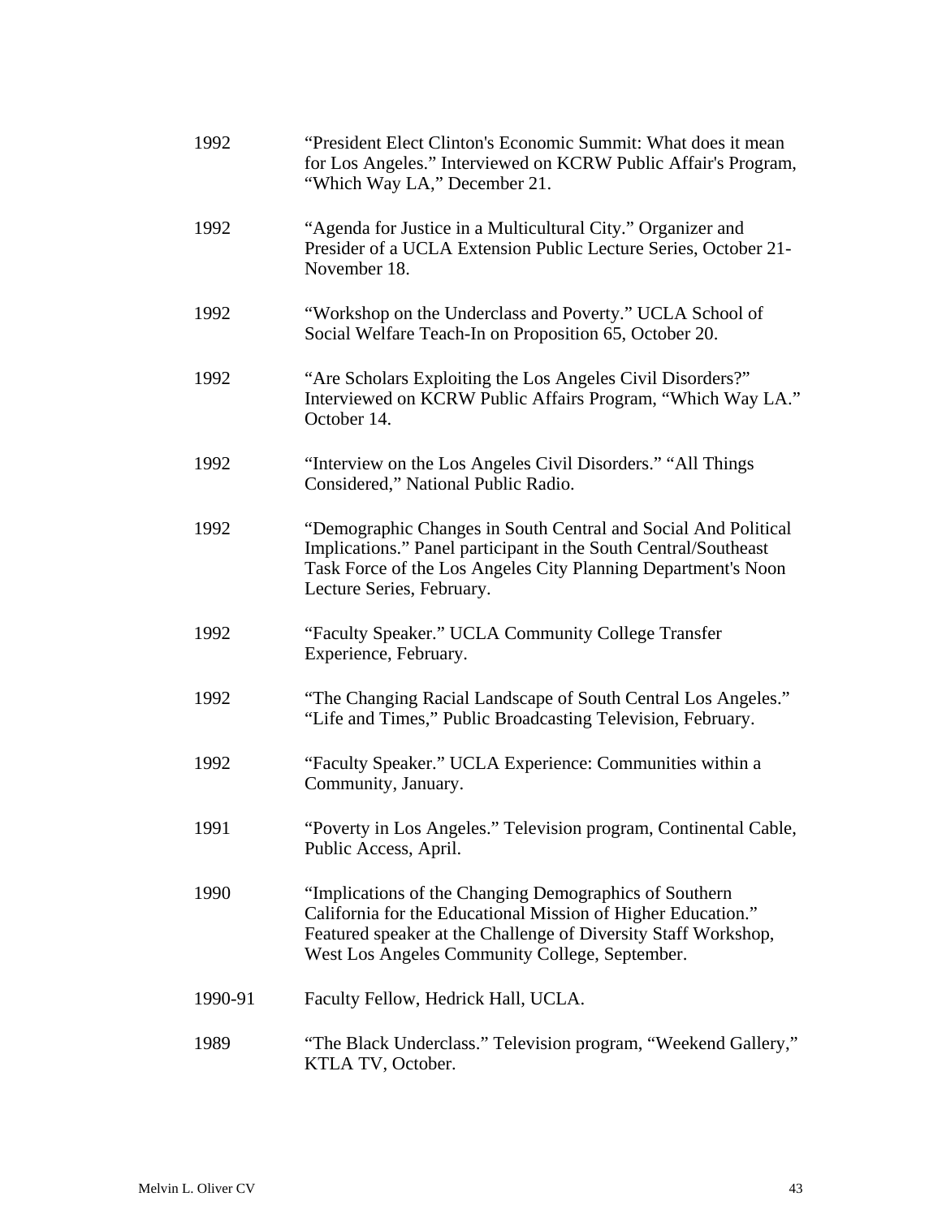1992 “President Elect Clinton's Economic Summit: What does it mean for Los Angeles.” Interviewed on KCRW Public Affair's Program, “Which Way LA,” December 21.

1992 “Agenda for Justice in a Multicultural City.” Organizer and Presider of a UCLA Extension Public Lecture Series, October 21-November 18.

1992 “Workshop on the Underclass and Poverty.” UCLA School of Social Welfare Teach-In on Proposition 65, October 20.

1992 “Are Scholars Exploiting the Los Angeles Civil Disorders?” Interviewed on KCRW Public Affairs Program, “Which Way LA.” October 14.

1992 “Interview on the Los Angeles Civil Disorders.” “All Things Considered,” National Public Radio.

1992 “Demographic Changes in South Central and Social And Political Implications.” Panel participant in the South Central/Southeast Task Force of the Los Angeles City Planning Department's Noon Lecture Series, February.

1992 “Faculty Speaker.” UCLA Community College Transfer Experience, February.

1992 “The Changing Racial Landscape of South Central Los Angeles.” “Life and Times,” Public Broadcasting Television, February.

1992 “Faculty Speaker.” UCLA Experience: Communities within a Community, January.

1991 “Poverty in Los Angeles.” Television program, Continental Cable, Public Access, April.

1990 “Implications of the Changing Demographics of Southern California for the Educational Mission of Higher Education.” Featured speaker at the Challenge of Diversity Staff Workshop, West Los Angeles Community College, September.

1990-91 Faculty Fellow, Hedrick Hall, UCLA.

1989 “The Black Underclass.” Television program, “Weekend Gallery,” KTLA TV, October.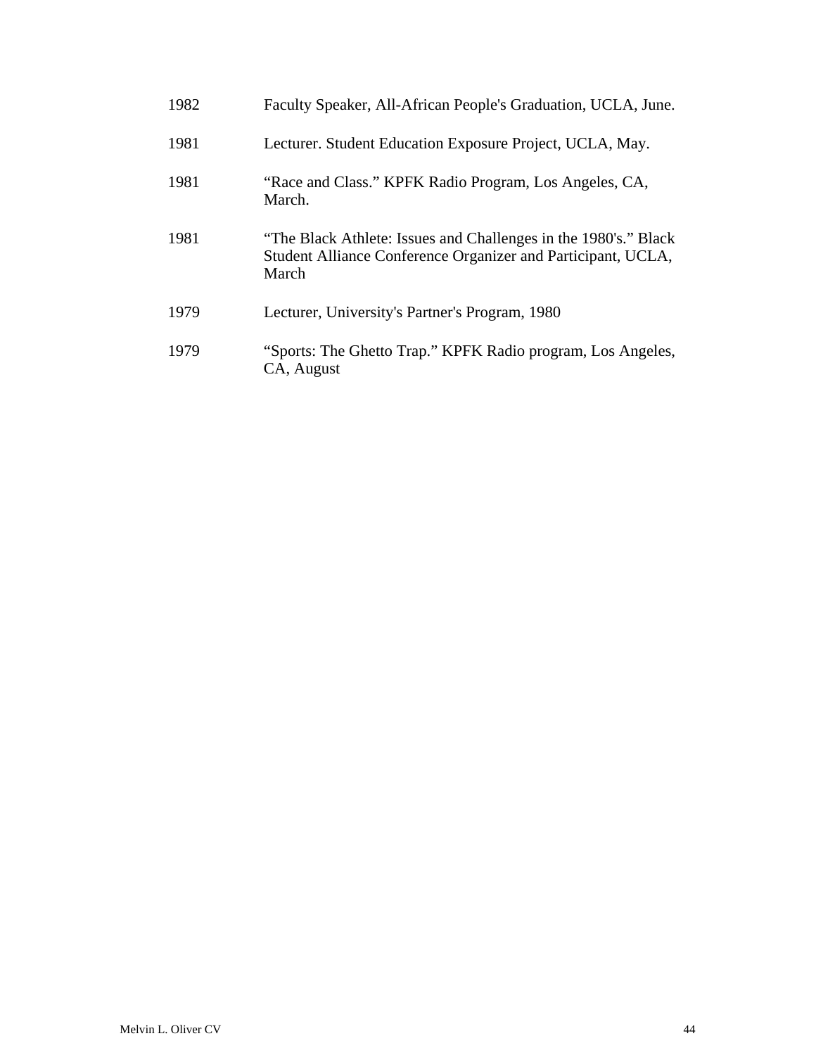| | |
|---|---|
| 1982 | Faculty Speaker, All-African People's Graduation, UCLA, June. |
| 1981 | Lecturer. Student Education Exposure Project, UCLA, May. |
| 1981 | “Race and Class.” KPFK Radio Program, Los Angeles, CA, March. |
| 1981 | “The Black Athlete: Issues and Challenges in the 1980's.” Black Student Alliance Conference Organizer and Participant, UCLA, March |
| 1979 | Lecturer, University's Partner's Program, 1980 |
| 1979 | “Sports: The Ghetto Trap.” KPFK Radio program, Los Angeles, CA, August |